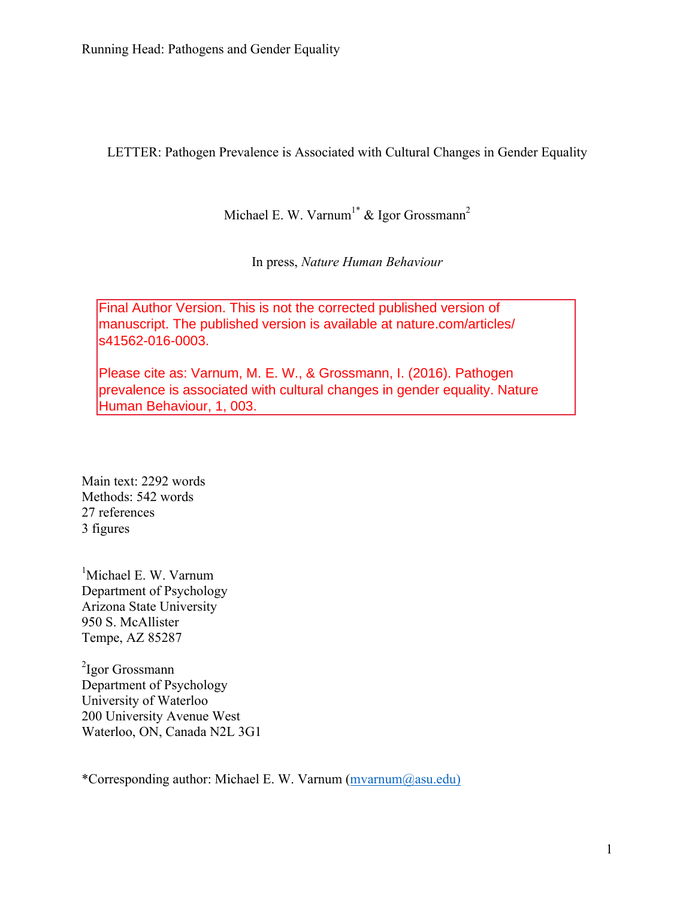Running Head: Pathogens and Gender Equality

# LETTER: Pathogen Prevalence is Associated with Cultural Changes in Gender Equality

Michael E. W. Varnum[1*] & Igor Grossmann[2]

In press, *Nature Human Behaviour*

Final Author Version. This is not the corrected published version of manuscript. The published version is available at nature.com/articles/s41562-016-0003.

Please cite as: Varnum, M. E. W., & Grossmann, I. (2016). Pathogen prevalence is associated with cultural changes in gender equality. Nature Human Behaviour, 1, 003.

Main text: 2292 words
Methods: 542 words
27 references
3 figures

[1]Michael E. W. Varnum
Department of Psychology
Arizona State University
950 S. McAllister
Tempe, AZ 85287

[2]Igor Grossmann
Department of Psychology
University of Waterloo
200 University Avenue West
Waterloo, ON, Canada N2L 3G1

*Corresponding author: Michael E. W. Varnum (mvarnum@asu.edu)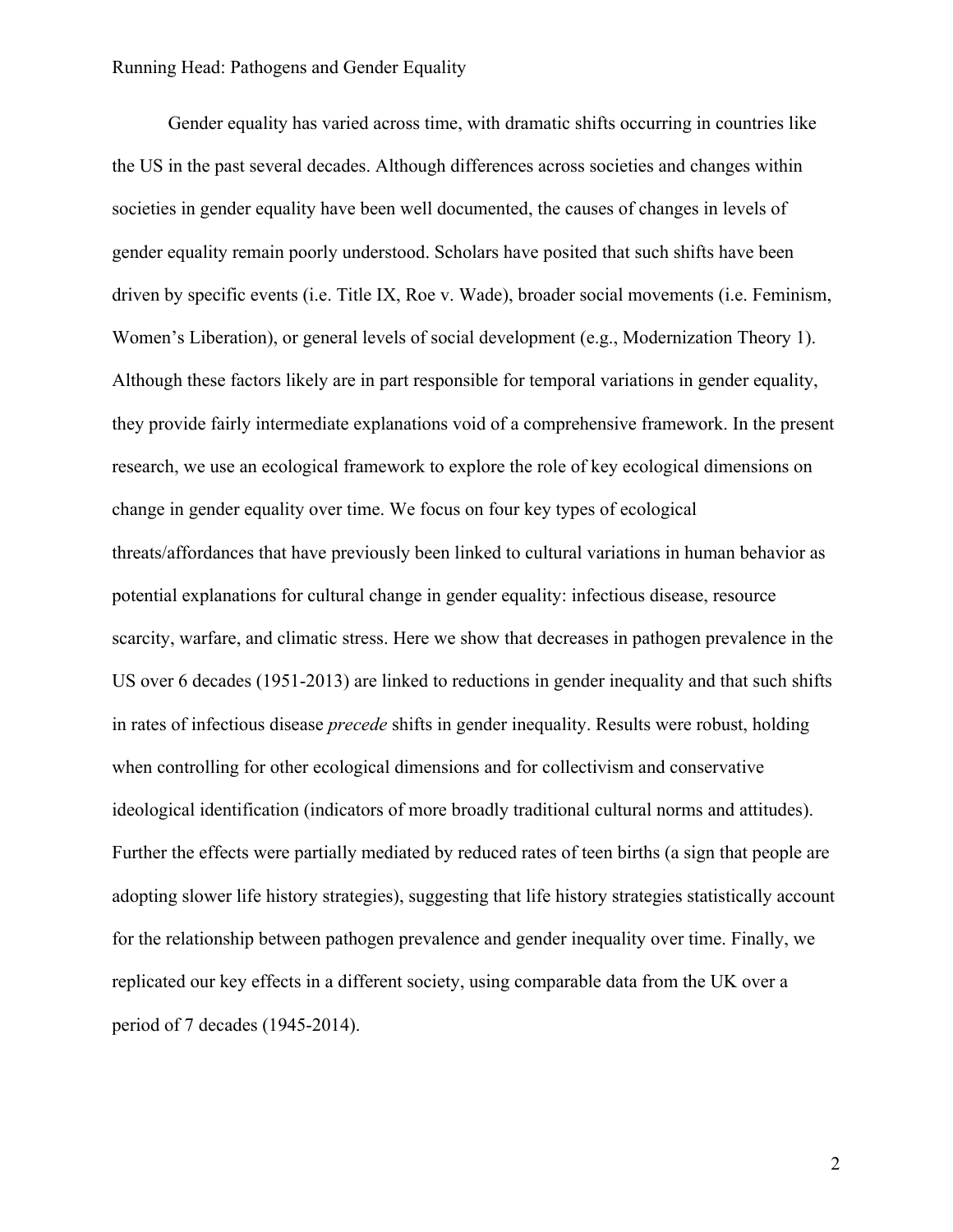Gender equality has varied across time, with dramatic shifts occurring in countries like the US in the past several decades. Although differences across societies and changes within societies in gender equality have been well documented, the causes of changes in levels of gender equality remain poorly understood. Scholars have posited that such shifts have been driven by specific events (i.e. Title IX, Roe v. Wade), broader social movements (i.e. Feminism, Women's Liberation), or general levels of social development (e.g., Modernization Theory 1). Although these factors likely are in part responsible for temporal variations in gender equality, they provide fairly intermediate explanations void of a comprehensive framework. In the present research, we use an ecological framework to explore the role of key ecological dimensions on change in gender equality over time. We focus on four key types of ecological threats/affordances that have previously been linked to cultural variations in human behavior as potential explanations for cultural change in gender equality: infectious disease, resource scarcity, warfare, and climatic stress. Here we show that decreases in pathogen prevalence in the US over 6 decades (1951-2013) are linked to reductions in gender inequality and that such shifts in rates of infectious disease *precede* shifts in gender inequality. Results were robust, holding when controlling for other ecological dimensions and for collectivism and conservative ideological identification (indicators of more broadly traditional cultural norms and attitudes). Further the effects were partially mediated by reduced rates of teen births (a sign that people are adopting slower life history strategies), suggesting that life history strategies statistically account for the relationship between pathogen prevalence and gender inequality over time. Finally, we replicated our key effects in a different society, using comparable data from the UK over a period of 7 decades (1945-2014).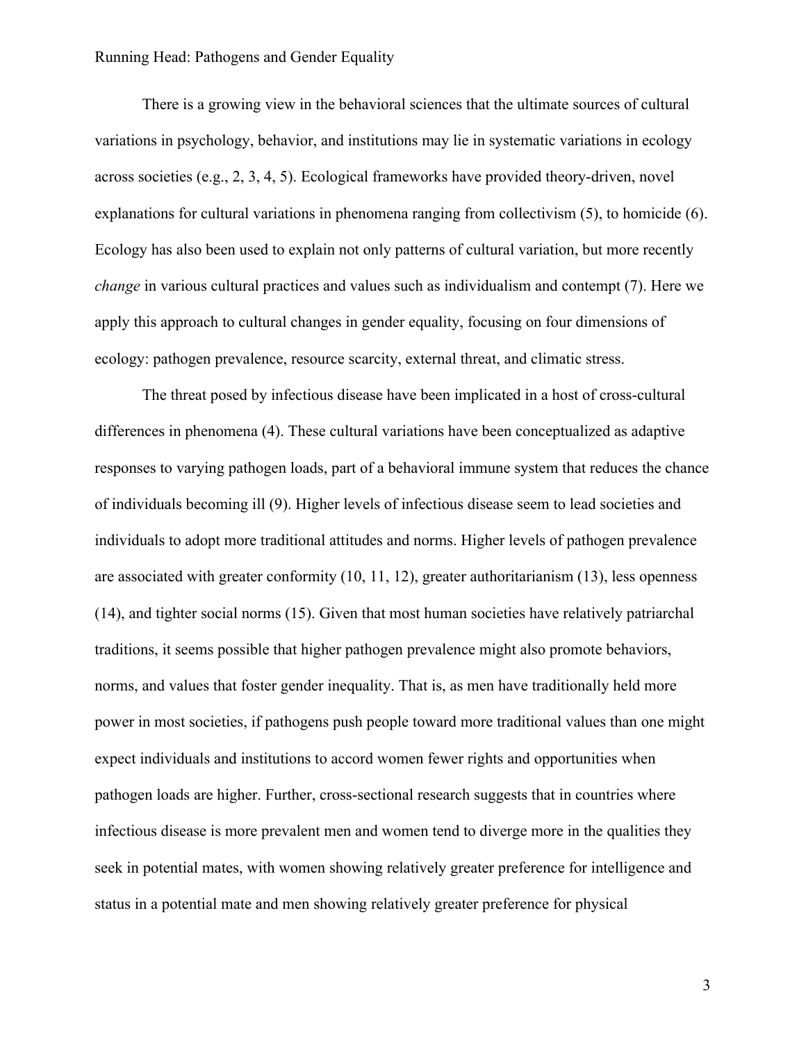There is a growing view in the behavioral sciences that the ultimate sources of cultural variations in psychology, behavior, and institutions may lie in systematic variations in ecology across societies (e.g., 2, 3, 4, 5). Ecological frameworks have provided theory-driven, novel explanations for cultural variations in phenomena ranging from collectivism (5), to homicide (6). Ecology has also been used to explain not only patterns of cultural variation, but more recently *change* in various cultural practices and values such as individualism and contempt (7). Here we apply this approach to cultural changes in gender equality, focusing on four dimensions of ecology: pathogen prevalence, resource scarcity, external threat, and climatic stress.

The threat posed by infectious disease have been implicated in a host of cross-cultural differences in phenomena (4). These cultural variations have been conceptualized as adaptive responses to varying pathogen loads, part of a behavioral immune system that reduces the chance of individuals becoming ill (9). Higher levels of infectious disease seem to lead societies and individuals to adopt more traditional attitudes and norms. Higher levels of pathogen prevalence are associated with greater conformity (10, 11, 12), greater authoritarianism (13), less openness (14), and tighter social norms (15). Given that most human societies have relatively patriarchal traditions, it seems possible that higher pathogen prevalence might also promote behaviors, norms, and values that foster gender inequality. That is, as men have traditionally held more power in most societies, if pathogens push people toward more traditional values than one might expect individuals and institutions to accord women fewer rights and opportunities when pathogen loads are higher. Further, cross-sectional research suggests that in countries where infectious disease is more prevalent men and women tend to diverge more in the qualities they seek in potential mates, with women showing relatively greater preference for intelligence and status in a potential mate and men showing relatively greater preference for physical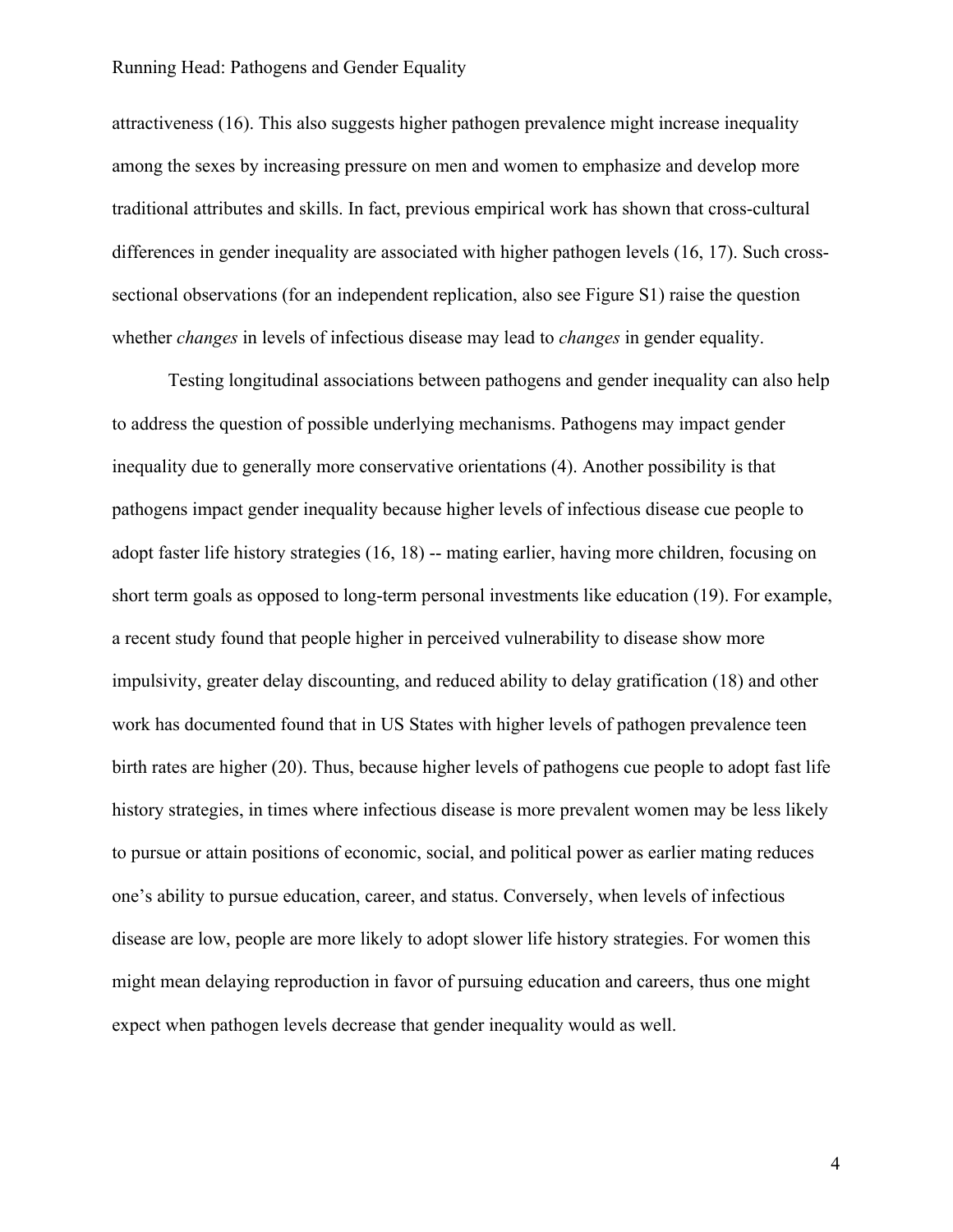attractiveness (16). This also suggests higher pathogen prevalence might increase inequality among the sexes by increasing pressure on men and women to emphasize and develop more traditional attributes and skills. In fact, previous empirical work has shown that cross-cultural differences in gender inequality are associated with higher pathogen levels (16, 17). Such cross-sectional observations (for an independent replication, also see Figure S1) raise the question whether *changes* in levels of infectious disease may lead to *changes* in gender equality.

Testing longitudinal associations between pathogens and gender inequality can also help to address the question of possible underlying mechanisms. Pathogens may impact gender inequality due to generally more conservative orientations (4). Another possibility is that pathogens impact gender inequality because higher levels of infectious disease cue people to adopt faster life history strategies (16, 18) -- mating earlier, having more children, focusing on short term goals as opposed to long-term personal investments like education (19). For example, a recent study found that people higher in perceived vulnerability to disease show more impulsivity, greater delay discounting, and reduced ability to delay gratification (18) and other work has documented found that in US States with higher levels of pathogen prevalence teen birth rates are higher (20). Thus, because higher levels of pathogens cue people to adopt fast life history strategies, in times where infectious disease is more prevalent women may be less likely to pursue or attain positions of economic, social, and political power as earlier mating reduces one's ability to pursue education, career, and status. Conversely, when levels of infectious disease are low, people are more likely to adopt slower life history strategies. For women this might mean delaying reproduction in favor of pursuing education and careers, thus one might expect when pathogen levels decrease that gender inequality would as well.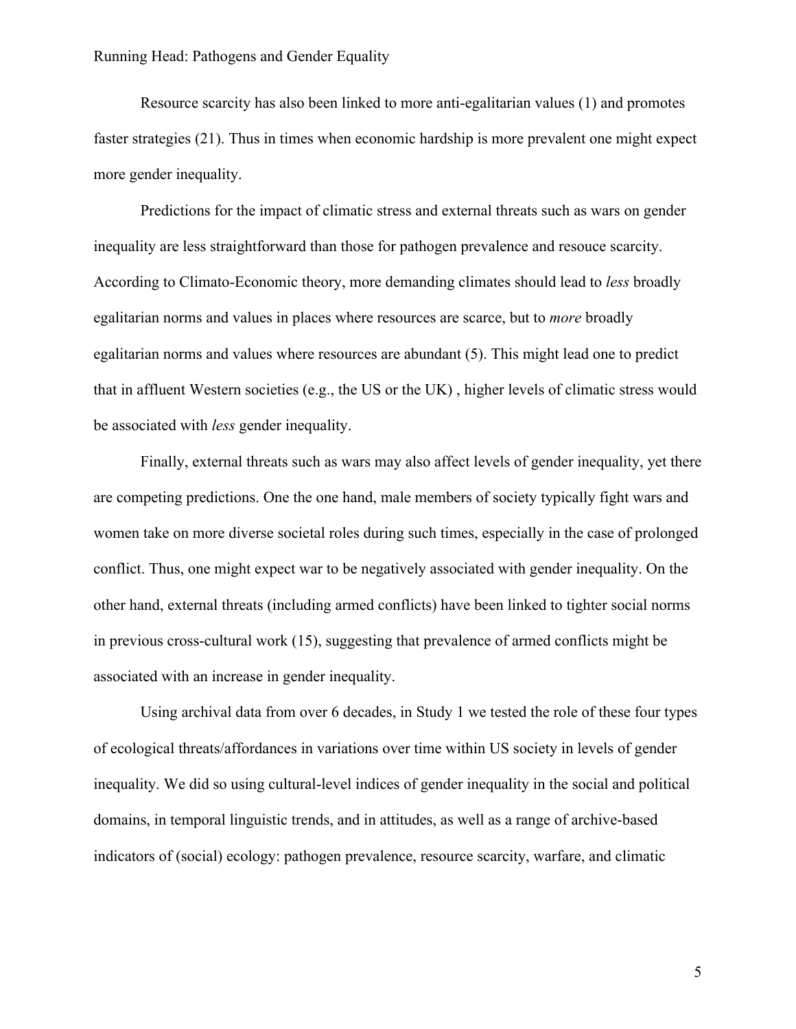Resource scarcity has also been linked to more anti-egalitarian values (1) and promotes faster strategies (21). Thus in times when economic hardship is more prevalent one might expect more gender inequality.

Predictions for the impact of climatic stress and external threats such as wars on gender inequality are less straightforward than those for pathogen prevalence and resouce scarcity. According to Climato-Economic theory, more demanding climates should lead to *less* broadly egalitarian norms and values in places where resources are scarce, but to *more* broadly egalitarian norms and values where resources are abundant (5). This might lead one to predict that in affluent Western societies (e.g., the US or the UK) , higher levels of climatic stress would be associated with *less* gender inequality.

Finally, external threats such as wars may also affect levels of gender inequality, yet there are competing predictions. One the one hand, male members of society typically fight wars and women take on more diverse societal roles during such times, especially in the case of prolonged conflict. Thus, one might expect war to be negatively associated with gender inequality. On the other hand, external threats (including armed conflicts) have been linked to tighter social norms in previous cross-cultural work (15), suggesting that prevalence of armed conflicts might be associated with an increase in gender inequality.

Using archival data from over 6 decades, in Study 1 we tested the role of these four types of ecological threats/affordances in variations over time within US society in levels of gender inequality. We did so using cultural-level indices of gender inequality in the social and political domains, in temporal linguistic trends, and in attitudes, as well as a range of archive-based indicators of (social) ecology: pathogen prevalence, resource scarcity, warfare, and climatic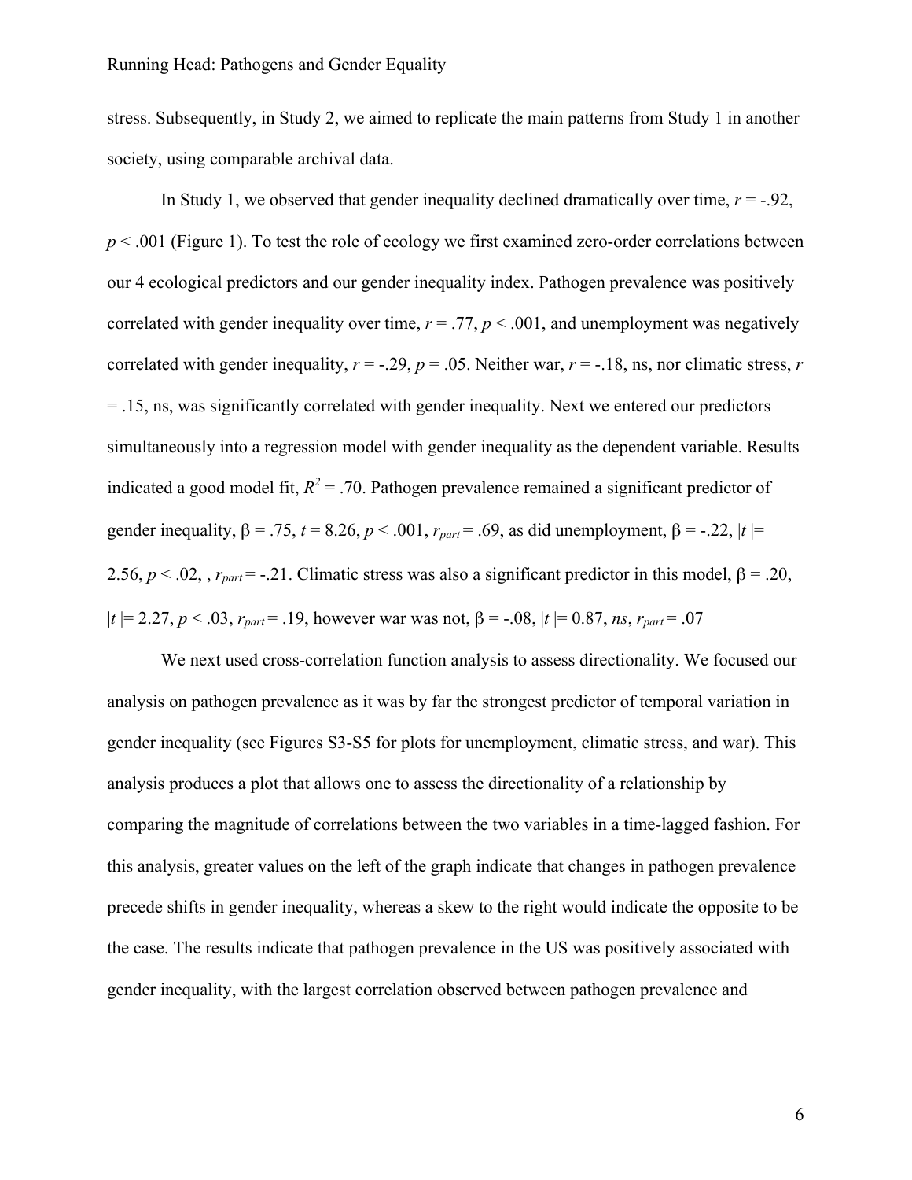stress. Subsequently, in Study 2, we aimed to replicate the main patterns from Study 1 in another society, using comparable archival data.

In Study 1, we observed that gender inequality declined dramatically over time, $r = -.92$, $p < .001$ (Figure 1). To test the role of ecology we first examined zero-order correlations between our 4 ecological predictors and our gender inequality index. Pathogen prevalence was positively correlated with gender inequality over time, $r = .77$, $p < .001$, and unemployment was negatively correlated with gender inequality, $r = -.29$, $p = .05$. Neither war, $r = -.18$, ns, nor climatic stress, $r = .15$, ns, was significantly correlated with gender inequality. Next we entered our predictors simultaneously into a regression model with gender inequality as the dependent variable. Results indicated a good model fit, $R^2 = .70$. Pathogen prevalence remained a significant predictor of gender inequality, $\beta = .75$, $t = 8.26$, $p < .001$, $r_{part} = .69$, as did unemployment, $\beta = -.22$, $|t| = 2.56$, $p < .02$, , $r_{part} = -.21$. Climatic stress was also a significant predictor in this model, $\beta = .20$, $|t| = 2.27$, $p < .03$, $r_{part} = .19$, however war was not, $\beta = -.08$, $|t| = 0.87$, *ns*, $r_{part} = .07$

We next used cross-correlation function analysis to assess directionality. We focused our analysis on pathogen prevalence as it was by far the strongest predictor of temporal variation in gender inequality (see Figures S3-S5 for plots for unemployment, climatic stress, and war). This analysis produces a plot that allows one to assess the directionality of a relationship by comparing the magnitude of correlations between the two variables in a time-lagged fashion. For this analysis, greater values on the left of the graph indicate that changes in pathogen prevalence precede shifts in gender inequality, whereas a skew to the right would indicate the opposite to be the case. The results indicate that pathogen prevalence in the US was positively associated with gender inequality, with the largest correlation observed between pathogen prevalence and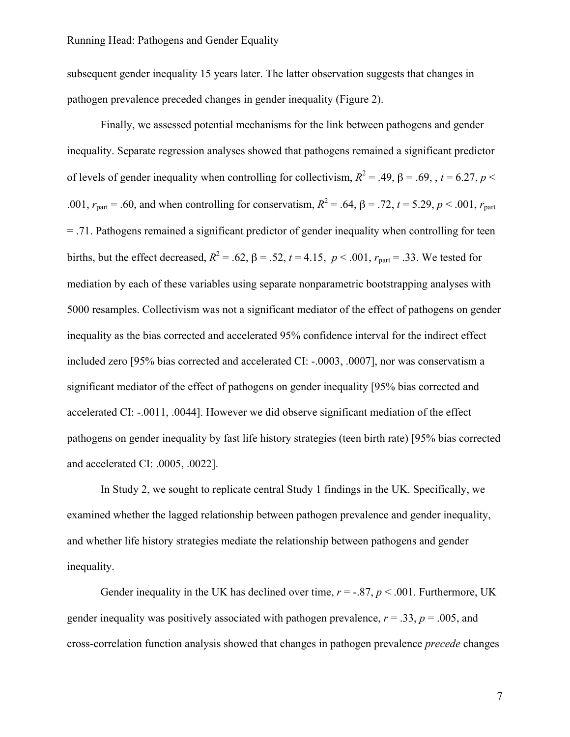subsequent gender inequality 15 years later. The latter observation suggests that changes in pathogen prevalence preceded changes in gender inequality (Figure 2).

Finally, we assessed potential mechanisms for the link between pathogens and gender inequality. Separate regression analyses showed that pathogens remained a significant predictor of levels of gender inequality when controlling for collectivism, $R^2 = .49$, $\beta = .69$, , $t = 6.27$, $p < .001$, $r_{part} = .60$, and when controlling for conservatism, $R^2 = .64$, $\beta = .72$, $t = 5.29$, $p < .001$, $r_{part} = .71$. Pathogens remained a significant predictor of gender inequality when controlling for teen births, but the effect decreased, $R^2 = .62$, $\beta = .52$, $t = 4.15$, $p < .001$, $r_{part} = .33$. We tested for mediation by each of these variables using separate nonparametric bootstrapping analyses with 5000 resamples. Collectivism was not a significant mediator of the effect of pathogens on gender inequality as the bias corrected and accelerated 95% confidence interval for the indirect effect included zero [95% bias corrected and accelerated CI: -.0003, .0007], nor was conservatism a significant mediator of the effect of pathogens on gender inequality [95% bias corrected and accelerated CI: -.0011, .0044]. However we did observe significant mediation of the effect pathogens on gender inequality by fast life history strategies (teen birth rate) [95% bias corrected and accelerated CI: .0005, .0022].

In Study 2, we sought to replicate central Study 1 findings in the UK. Specifically, we examined whether the lagged relationship between pathogen prevalence and gender inequality, and whether life history strategies mediate the relationship between pathogens and gender inequality.

Gender inequality in the UK has declined over time, $r = -.87$, $p < .001$. Furthermore, UK gender inequality was positively associated with pathogen prevalence, $r = .33$, $p = .005$, and cross-correlation function analysis showed that changes in pathogen prevalence *precede* changes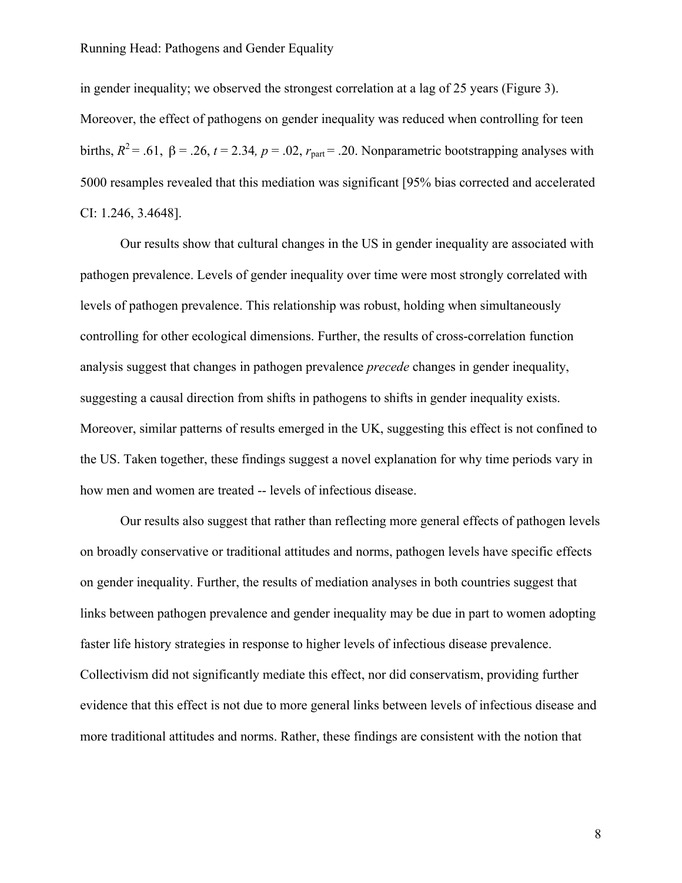in gender inequality; we observed the strongest correlation at a lag of 25 years (Figure 3). Moreover, the effect of pathogens on gender inequality was reduced when controlling for teen births, $R^2 = .61$, $\beta = .26$, $t = 2.34$, $p = .02$, $r_{\text{part}} = .20$. Nonparametric bootstrapping analyses with 5000 resamples revealed that this mediation was significant [95% bias corrected and accelerated CI: 1.246, 3.4648].

Our results show that cultural changes in the US in gender inequality are associated with pathogen prevalence. Levels of gender inequality over time were most strongly correlated with levels of pathogen prevalence. This relationship was robust, holding when simultaneously controlling for other ecological dimensions. Further, the results of cross-correlation function analysis suggest that changes in pathogen prevalence *precede* changes in gender inequality, suggesting a causal direction from shifts in pathogens to shifts in gender inequality exists. Moreover, similar patterns of results emerged in the UK, suggesting this effect is not confined to the US. Taken together, these findings suggest a novel explanation for why time periods vary in how men and women are treated -- levels of infectious disease.

Our results also suggest that rather than reflecting more general effects of pathogen levels on broadly conservative or traditional attitudes and norms, pathogen levels have specific effects on gender inequality. Further, the results of mediation analyses in both countries suggest that links between pathogen prevalence and gender inequality may be due in part to women adopting faster life history strategies in response to higher levels of infectious disease prevalence. Collectivism did not significantly mediate this effect, nor did conservatism, providing further evidence that this effect is not due to more general links between levels of infectious disease and more traditional attitudes and norms. Rather, these findings are consistent with the notion that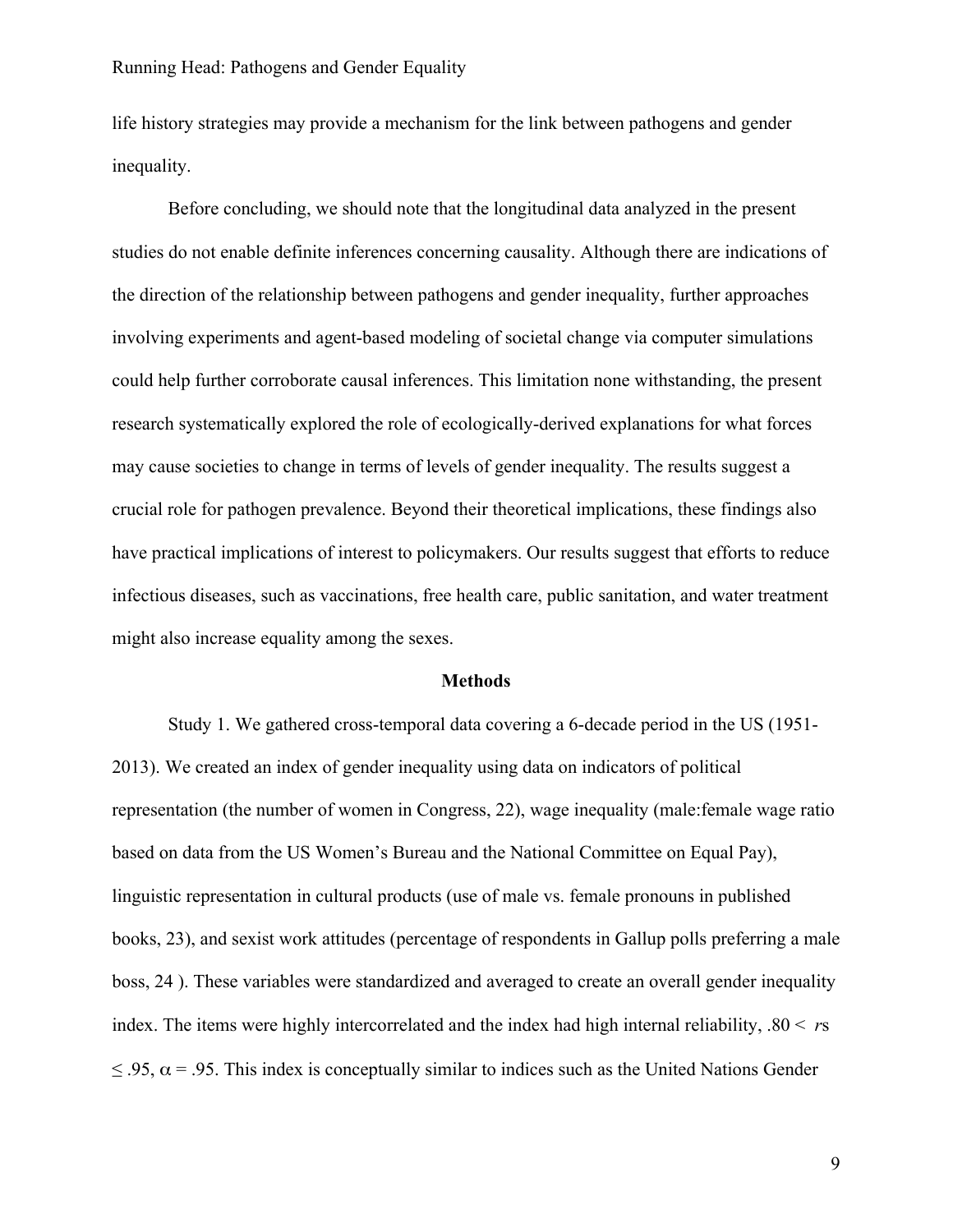life history strategies may provide a mechanism for the link between pathogens and gender inequality.

Before concluding, we should note that the longitudinal data analyzed in the present studies do not enable definite inferences concerning causality. Although there are indications of the direction of the relationship between pathogens and gender inequality, further approaches involving experiments and agent-based modeling of societal change via computer simulations could help further corroborate causal inferences. This limitation none withstanding, the present research systematically explored the role of ecologically-derived explanations for what forces may cause societies to change in terms of levels of gender inequality. The results suggest a crucial role for pathogen prevalence. Beyond their theoretical implications, these findings also have practical implications of interest to policymakers. Our results suggest that efforts to reduce infectious diseases, such as vaccinations, free health care, public sanitation, and water treatment might also increase equality among the sexes.

## Methods

Study 1. We gathered cross-temporal data covering a 6-decade period in the US (1951-2013). We created an index of gender inequality using data on indicators of political representation (the number of women in Congress, 22), wage inequality (male:female wage ratio based on data from the US Women's Bureau and the National Committee on Equal Pay), linguistic representation in cultural products (use of male vs. female pronouns in published books, 23), and sexist work attitudes (percentage of respondents in Gallup polls preferring a male boss, 24 ). These variables were standardized and averaged to create an overall gender inequality index. The items were highly intercorrelated and the index had high internal reliability, $.80 < r$s $\leq .95$, $\alpha = .95$. This index is conceptually similar to indices such as the United Nations Gender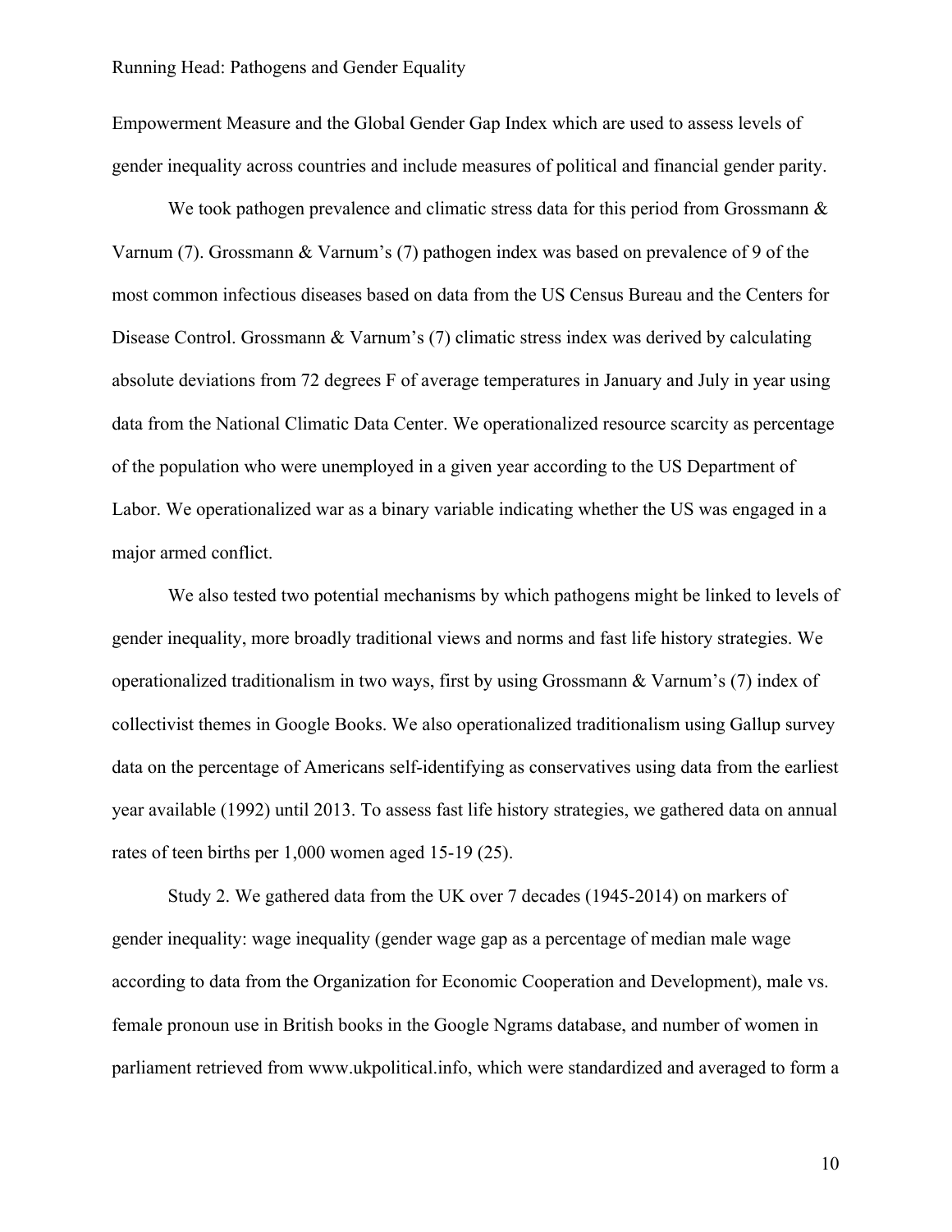Empowerment Measure and the Global Gender Gap Index which are used to assess levels of gender inequality across countries and include measures of political and financial gender parity.

We took pathogen prevalence and climatic stress data for this period from Grossmann & Varnum (7). Grossmann & Varnum's (7) pathogen index was based on prevalence of 9 of the most common infectious diseases based on data from the US Census Bureau and the Centers for Disease Control. Grossmann & Varnum's (7) climatic stress index was derived by calculating absolute deviations from 72 degrees F of average temperatures in January and July in year using data from the National Climatic Data Center. We operationalized resource scarcity as percentage of the population who were unemployed in a given year according to the US Department of Labor. We operationalized war as a binary variable indicating whether the US was engaged in a major armed conflict.

We also tested two potential mechanisms by which pathogens might be linked to levels of gender inequality, more broadly traditional views and norms and fast life history strategies. We operationalized traditionalism in two ways, first by using Grossmann & Varnum's (7) index of collectivist themes in Google Books. We also operationalized traditionalism using Gallup survey data on the percentage of Americans self-identifying as conservatives using data from the earliest year available (1992) until 2013. To assess fast life history strategies, we gathered data on annual rates of teen births per 1,000 women aged 15-19 (25).

Study 2. We gathered data from the UK over 7 decades (1945-2014) on markers of gender inequality: wage inequality (gender wage gap as a percentage of median male wage according to data from the Organization for Economic Cooperation and Development), male vs. female pronoun use in British books in the Google Ngrams database, and number of women in parliament retrieved from www.ukpolitical.info, which were standardized and averaged to form a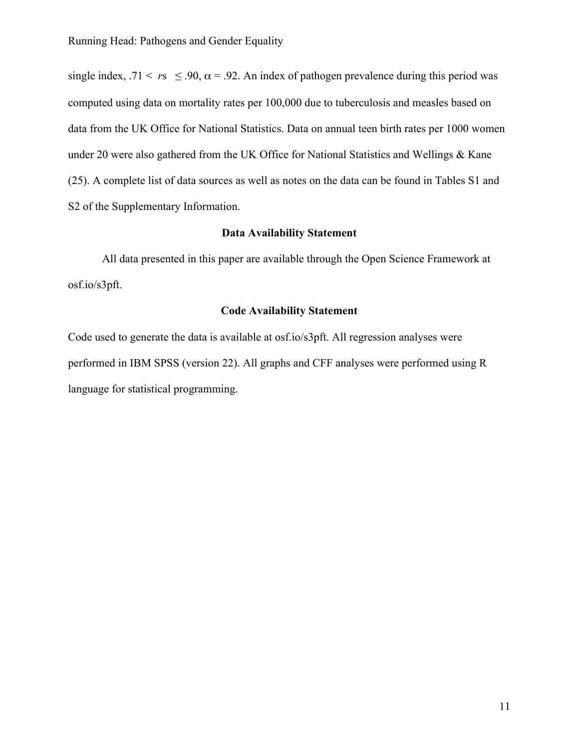single index, $.71 < r\text{s} \leq .90$, $\alpha = .92$. An index of pathogen prevalence during this period was computed using data on mortality rates per 100,000 due to tuberculosis and measles based on data from the UK Office for National Statistics. Data on annual teen birth rates per 1000 women under 20 were also gathered from the UK Office for National Statistics and Wellings & Kane (25). A complete list of data sources as well as notes on the data can be found in Tables S1 and S2 of the Supplementary Information.

## Data Availability Statement

All data presented in this paper are available through the Open Science Framework at osf.io/s3pft.

## Code Availability Statement

Code used to generate the data is available at osf.io/s3pft. All regression analyses were performed in IBM SPSS (version 22). All graphs and CFF analyses were performed using R language for statistical programming.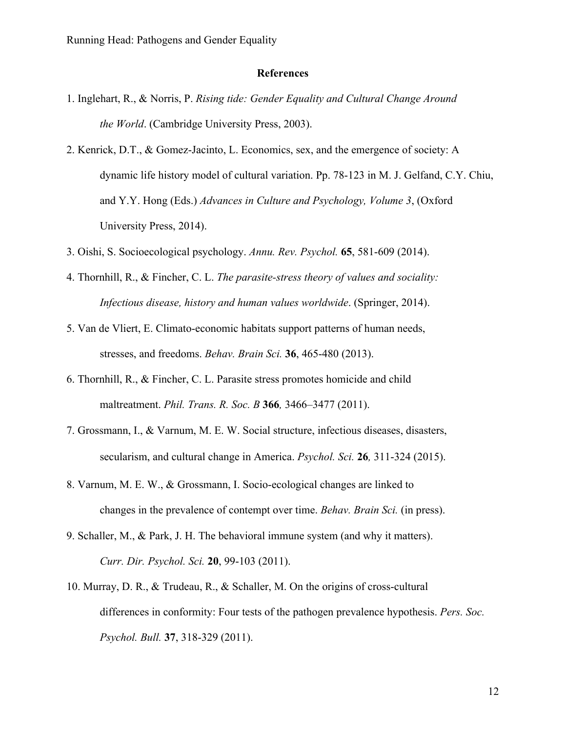## References

1. Inglehart, R., & Norris, P. *Rising tide: Gender Equality and Cultural Change Around the World*. (Cambridge University Press, 2003).

2. Kenrick, D.T., & Gomez-Jacinto, L. Economics, sex, and the emergence of society: A dynamic life history model of cultural variation. Pp. 78-123 in M. J. Gelfand, C.Y. Chiu, and Y.Y. Hong (Eds.) *Advances in Culture and Psychology, Volume 3*, (Oxford University Press, 2014).

3. Oishi, S. Socioecological psychology. *Annu. Rev. Psychol.* **65**, 581-609 (2014).

4. Thornhill, R., & Fincher, C. L. *The parasite-stress theory of values and sociality: Infectious disease, history and human values worldwide*. (Springer, 2014).

5. Van de Vliert, E. Climato-economic habitats support patterns of human needs, stresses, and freedoms. *Behav. Brain Sci.* **36**, 465-480 (2013).

6. Thornhill, R., & Fincher, C. L. Parasite stress promotes homicide and child maltreatment. *Phil. Trans. R. Soc. B* **366***,* 3466–3477 (2011).

7. Grossmann, I., & Varnum, M. E. W. Social structure, infectious diseases, disasters, secularism, and cultural change in America. *Psychol. Sci.* **26***,* 311-324 (2015).

8. Varnum, M. E. W., & Grossmann, I. Socio-ecological changes are linked to changes in the prevalence of contempt over time. *Behav. Brain Sci.* (in press).

9. Schaller, M., & Park, J. H. The behavioral immune system (and why it matters). *Curr. Dir. Psychol. Sci.* **20**, 99-103 (2011).

10. Murray, D. R., & Trudeau, R., & Schaller, M. On the origins of cross-cultural differences in conformity: Four tests of the pathogen prevalence hypothesis. *Pers. Soc. Psychol. Bull.* **37**, 318-329 (2011).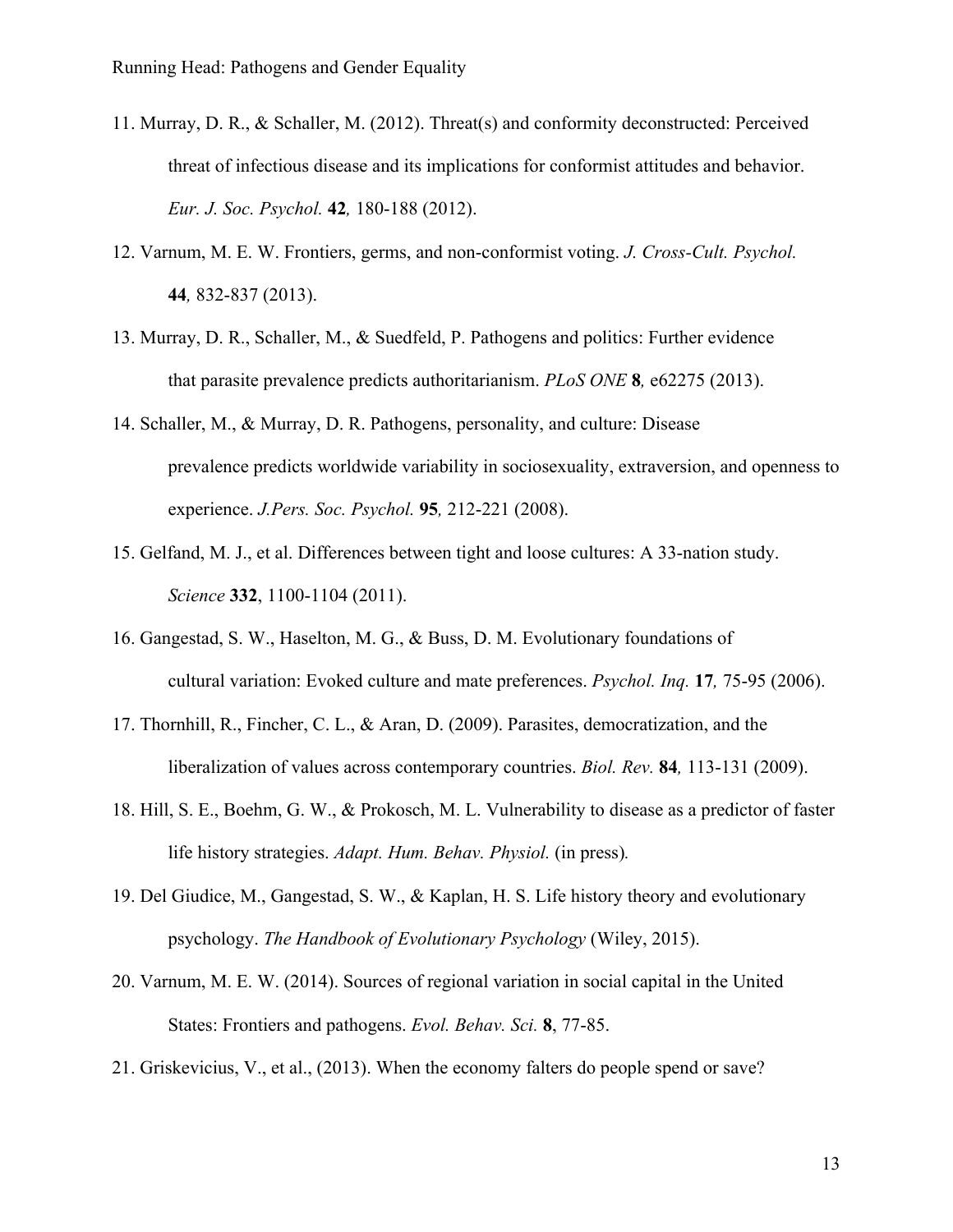11. Murray, D. R., & Schaller, M. (2012). Threat(s) and conformity deconstructed: Perceived threat of infectious disease and its implications for conformist attitudes and behavior. *Eur. J. Soc. Psychol.* **42***,* 180-188 (2012).

12. Varnum, M. E. W. Frontiers, germs, and non-conformist voting. *J. Cross-Cult. Psychol.* **44***,* 832-837 (2013).

13. Murray, D. R., Schaller, M., & Suedfeld, P. Pathogens and politics: Further evidence that parasite prevalence predicts authoritarianism. *PLoS ONE* **8***,* e62275 (2013).

14. Schaller, M., & Murray, D. R. Pathogens, personality, and culture: Disease prevalence predicts worldwide variability in sociosexuality, extraversion, and openness to experience. *J.Pers. Soc. Psychol.* **95***,* 212-221 (2008).

15. Gelfand, M. J., et al. Differences between tight and loose cultures: A 33-nation study. *Science* **332**, 1100-1104 (2011).

16. Gangestad, S. W., Haselton, M. G., & Buss, D. M. Evolutionary foundations of cultural variation: Evoked culture and mate preferences. *Psychol. Inq.* **17***,* 75-95 (2006).

17. Thornhill, R., Fincher, C. L., & Aran, D. (2009). Parasites, democratization, and the liberalization of values across contemporary countries. *Biol. Rev.* **84***,* 113-131 (2009).

18. Hill, S. E., Boehm, G. W., & Prokosch, M. L. Vulnerability to disease as a predictor of faster life history strategies. *Adapt. Hum. Behav. Physiol.* (in press)*.*

19. Del Giudice, M., Gangestad, S. W., & Kaplan, H. S. Life history theory and evolutionary psychology. *The Handbook of Evolutionary Psychology* (Wiley, 2015).

20. Varnum, M. E. W. (2014). Sources of regional variation in social capital in the United States: Frontiers and pathogens. *Evol. Behav. Sci.* **8**, 77-85.

21. Griskevicius, V., et al., (2013). When the economy falters do people spend or save?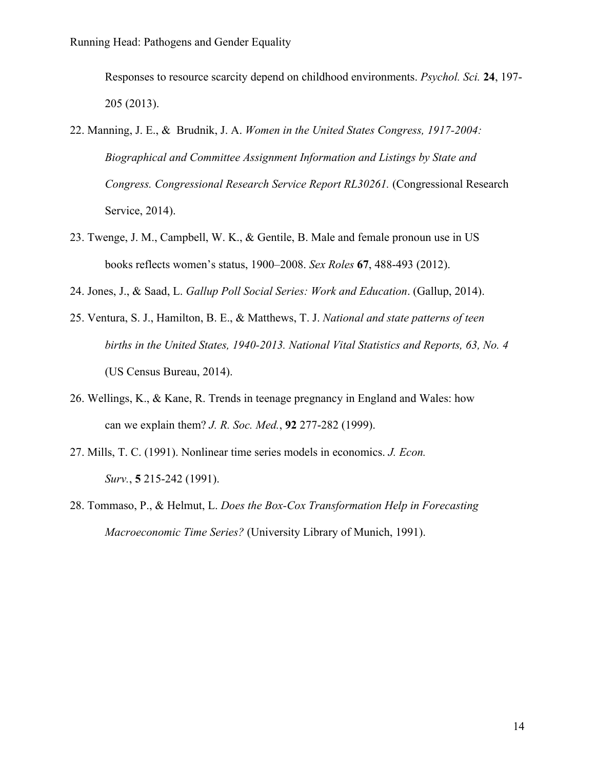Responses to resource scarcity depend on childhood environments. *Psychol. Sci.* **24**, 197-205 (2013).

22. Manning, J. E., & Brudnik, J. A. *Women in the United States Congress, 1917-2004: Biographical and Committee Assignment Information and Listings by State and Congress. Congressional Research Service Report RL30261.* (Congressional Research Service, 2014).

23. Twenge, J. M., Campbell, W. K., & Gentile, B. Male and female pronoun use in US books reflects women's status, 1900–2008. *Sex Roles* **67**, 488-493 (2012).

24. Jones, J., & Saad, L. *Gallup Poll Social Series: Work and Education*. (Gallup, 2014).

25. Ventura, S. J., Hamilton, B. E., & Matthews, T. J. *National and state patterns of teen births in the United States, 1940-2013. National Vital Statistics and Reports, 63, No. 4* (US Census Bureau, 2014).

26. Wellings, K., & Kane, R. Trends in teenage pregnancy in England and Wales: how can we explain them? *J. R. Soc. Med.*, **92** 277-282 (1999).

27. Mills, T. C. (1991). Nonlinear time series models in economics. *J. Econ. Surv.*, **5** 215-242 (1991).

28. Tommaso, P., & Helmut, L. *Does the Box-Cox Transformation Help in Forecasting Macroeconomic Time Series?* (University Library of Munich, 1991).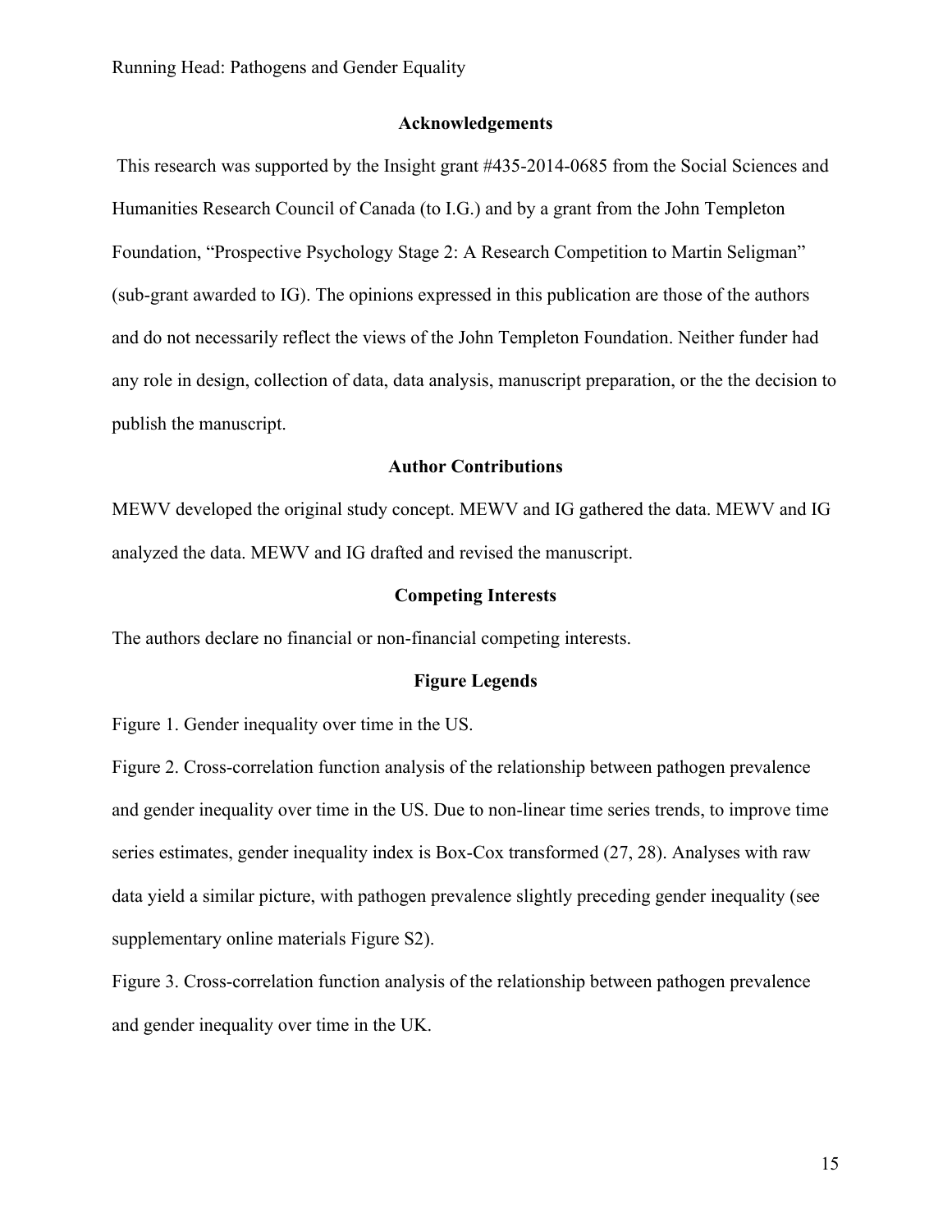## Acknowledgements

This research was supported by the Insight grant #435-2014-0685 from the Social Sciences and Humanities Research Council of Canada (to I.G.) and by a grant from the John Templeton Foundation, "Prospective Psychology Stage 2: A Research Competition to Martin Seligman" (sub-grant awarded to IG). The opinions expressed in this publication are those of the authors and do not necessarily reflect the views of the John Templeton Foundation. Neither funder had any role in design, collection of data, data analysis, manuscript preparation, or the the decision to publish the manuscript.

## Author Contributions

MEWV developed the original study concept. MEWV and IG gathered the data. MEWV and IG analyzed the data. MEWV and IG drafted and revised the manuscript.

## Competing Interests

The authors declare no financial or non-financial competing interests.

## Figure Legends

Figure 1. Gender inequality over time in the US.

Figure 2. Cross-correlation function analysis of the relationship between pathogen prevalence and gender inequality over time in the US. Due to non-linear time series trends, to improve time series estimates, gender inequality index is Box-Cox transformed (27, 28). Analyses with raw data yield a similar picture, with pathogen prevalence slightly preceding gender inequality (see supplementary online materials Figure S2).

Figure 3. Cross-correlation function analysis of the relationship between pathogen prevalence and gender inequality over time in the UK.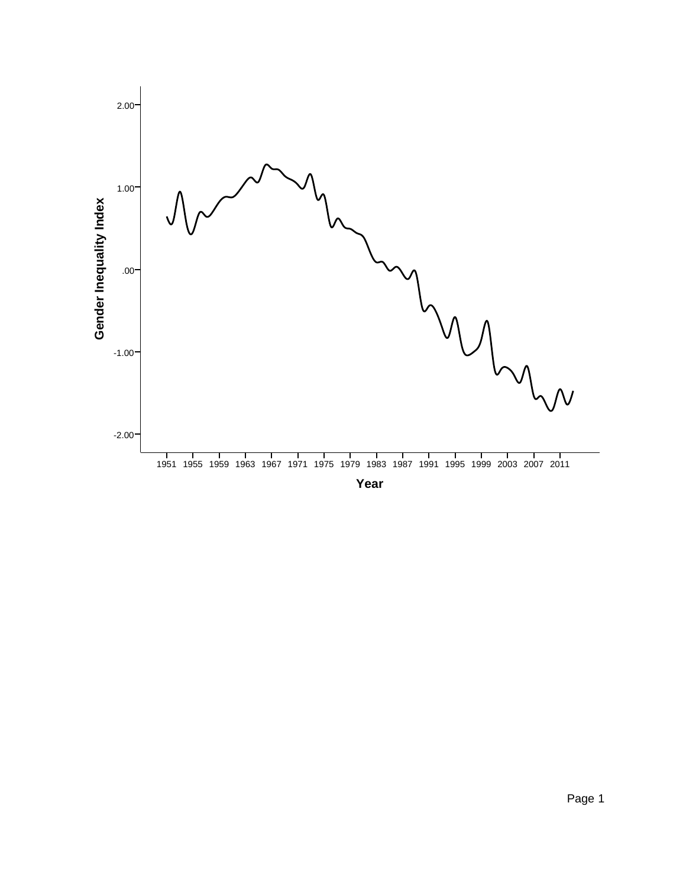Gender Inequality Index

2.00

1.00

.00

-1.00

-2.00

1951 1955 1959 1963 1967 1971 1975 1979 1983 1987 1991 1995 1999 2003 2007 2011

Year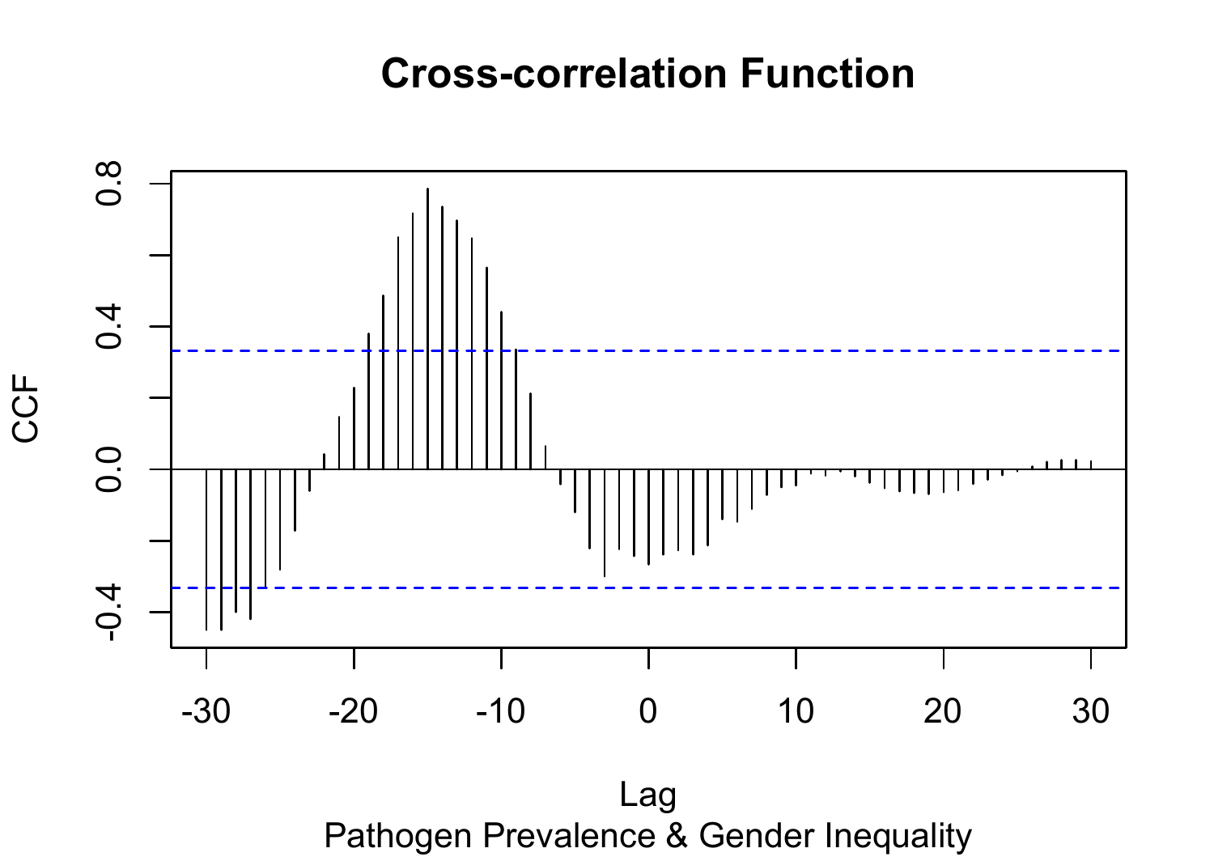**Cross-correlation Function**

Lag

Pathogen Prevalence & Gender Inequality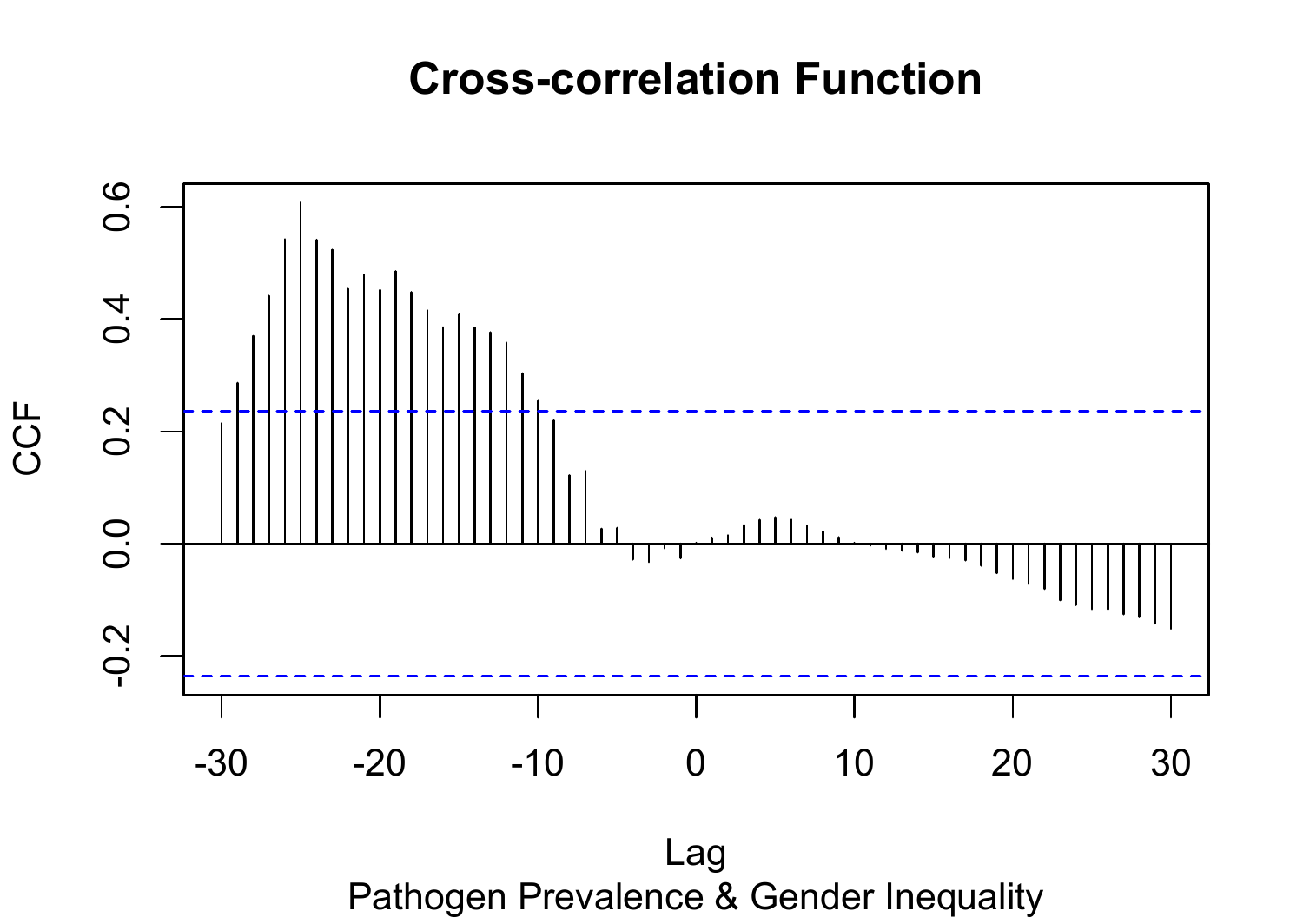# Cross-correlation Function

Pathogen Prevalence & Gender Inequality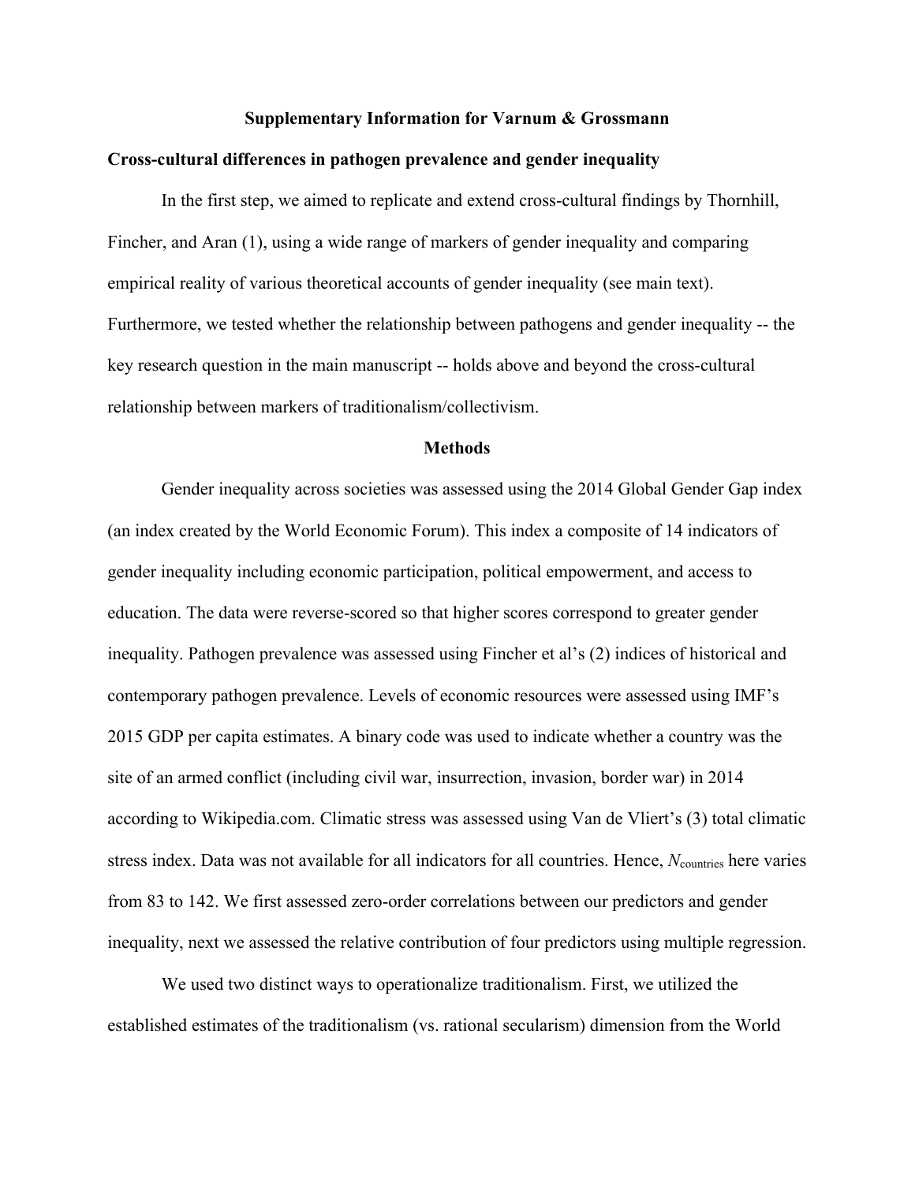**Supplementary Information for Varnum & Grossmann**

**Cross-cultural differences in pathogen prevalence and gender inequality**

In the first step, we aimed to replicate and extend cross-cultural findings by Thornhill, Fincher, and Aran (1), using a wide range of markers of gender inequality and comparing empirical reality of various theoretical accounts of gender inequality (see main text). Furthermore, we tested whether the relationship between pathogens and gender inequality -- the key research question in the main manuscript -- holds above and beyond the cross-cultural relationship between markers of traditionalism/collectivism.

**Methods**

Gender inequality across societies was assessed using the 2014 Global Gender Gap index (an index created by the World Economic Forum). This index a composite of 14 indicators of gender inequality including economic participation, political empowerment, and access to education. The data were reverse-scored so that higher scores correspond to greater gender inequality. Pathogen prevalence was assessed using Fincher et al's (2) indices of historical and contemporary pathogen prevalence. Levels of economic resources were assessed using IMF's 2015 GDP per capita estimates. A binary code was used to indicate whether a country was the site of an armed conflict (including civil war, insurrection, invasion, border war) in 2014 according to Wikipedia.com. Climatic stress was assessed using Van de Vliert's (3) total climatic stress index. Data was not available for all indicators for all countries. Hence, $N_{\text{countries}}$ here varies from 83 to 142. We first assessed zero-order correlations between our predictors and gender inequality, next we assessed the relative contribution of four predictors using multiple regression.

We used two distinct ways to operationalize traditionalism. First, we utilized the established estimates of the traditionalism (vs. rational secularism) dimension from the World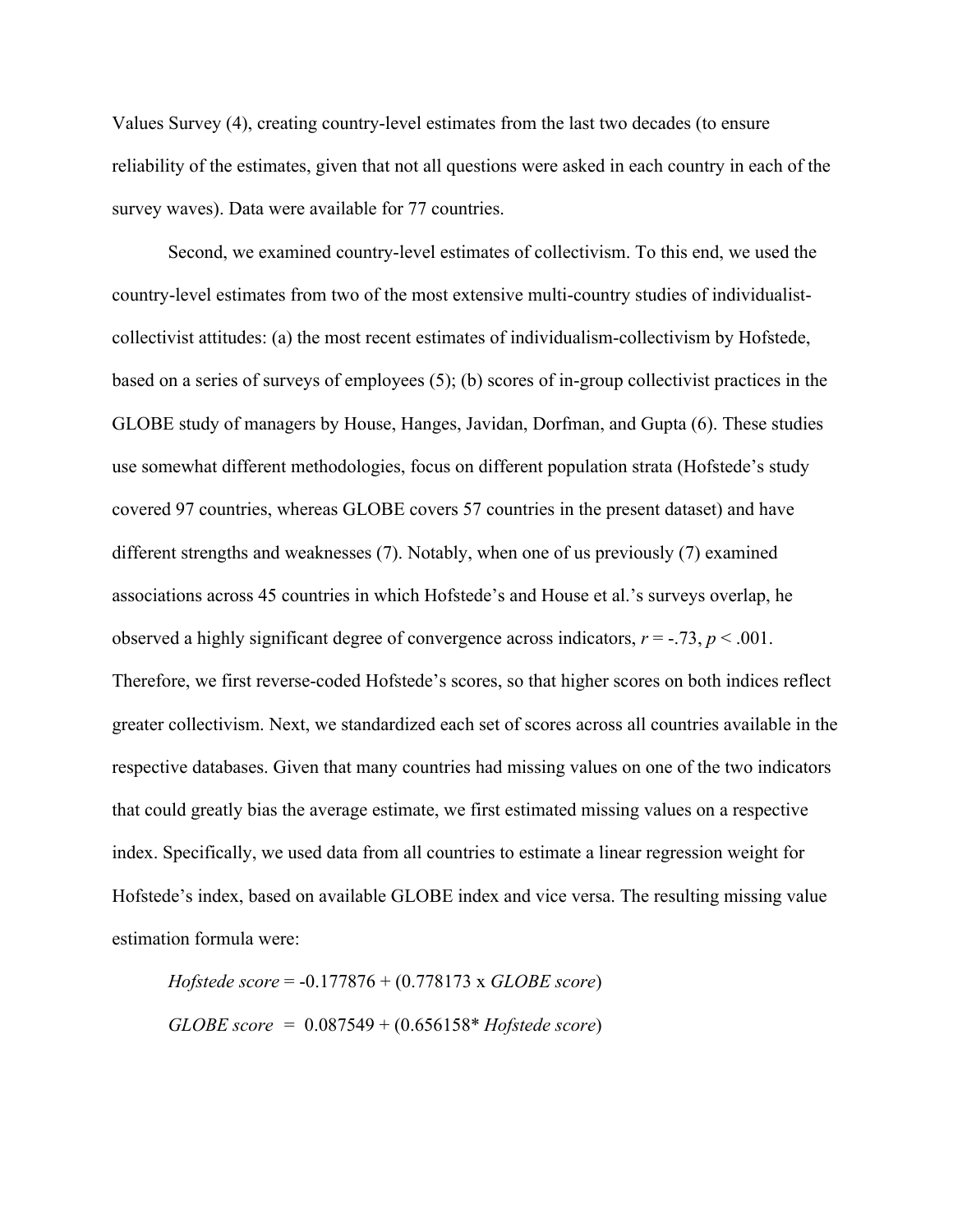Values Survey (4), creating country-level estimates from the last two decades (to ensure reliability of the estimates, given that not all questions were asked in each country in each of the survey waves). Data were available for 77 countries.

Second, we examined country-level estimates of collectivism. To this end, we used the country-level estimates from two of the most extensive multi-country studies of individualist-collectivist attitudes: (a) the most recent estimates of individualism-collectivism by Hofstede, based on a series of surveys of employees (5); (b) scores of in-group collectivist practices in the GLOBE study of managers by House, Hanges, Javidan, Dorfman, and Gupta (6). These studies use somewhat different methodologies, focus on different population strata (Hofstede's study covered 97 countries, whereas GLOBE covers 57 countries in the present dataset) and have different strengths and weaknesses (7). Notably, when one of us previously (7) examined associations across 45 countries in which Hofstede's and House et al.'s surveys overlap, he observed a highly significant degree of convergence across indicators, $r = -.73$, $p < .001$. Therefore, we first reverse-coded Hofstede's scores, so that higher scores on both indices reflect greater collectivism. Next, we standardized each set of scores across all countries available in the respective databases. Given that many countries had missing values on one of the two indicators that could greatly bias the average estimate, we first estimated missing values on a respective index. Specifically, we used data from all countries to estimate a linear regression weight for Hofstede's index, based on available GLOBE index and vice versa. The resulting missing value estimation formula were:

$$\textit{Hofstede score} = -0.177876 + (0.778173 \times \textit{GLOBE score})$$

$$\textit{GLOBE score} = 0.087549 + (0.656158 * \textit{Hofstede score})$$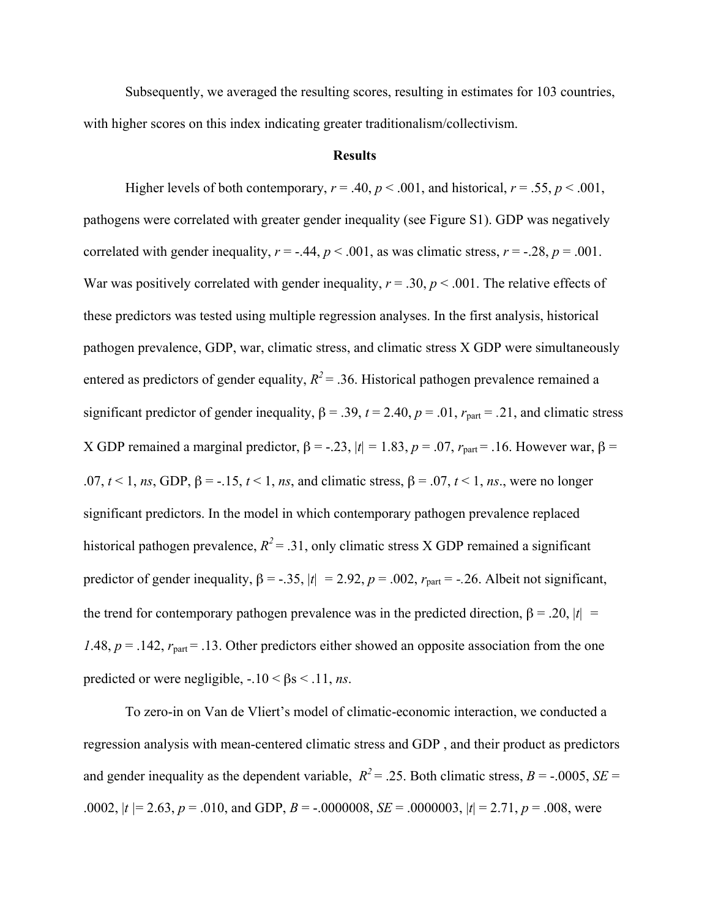Subsequently, we averaged the resulting scores, resulting in estimates for 103 countries, with higher scores on this index indicating greater traditionalism/collectivism.

## Results

Higher levels of both contemporary, $r = .40$, $p < .001$, and historical, $r = .55$, $p < .001$, pathogens were correlated with greater gender inequality (see Figure S1). GDP was negatively correlated with gender inequality, $r = -.44$, $p < .001$, as was climatic stress, $r = -.28$, $p = .001$. War was positively correlated with gender inequality, $r = .30$, $p < .001$. The relative effects of these predictors was tested using multiple regression analyses. In the first analysis, historical pathogen prevalence, GDP, war, climatic stress, and climatic stress X GDP were simultaneously entered as predictors of gender equality, $R^2 = .36$. Historical pathogen prevalence remained a significant predictor of gender inequality, $\beta = .39$, $t = 2.40$, $p = .01$, $r_{\text{part}} = .21$, and climatic stress X GDP remained a marginal predictor, $\beta = -.23$, $|t| = 1.83$, $p = .07$, $r_{\text{part}} = .16$. However war, $\beta = .07$, $t < 1$, *ns*, GDP, $\beta = -.15$, $t < 1$, *ns*, and climatic stress, $\beta = .07$, $t < 1$, *ns*., were no longer significant predictors. In the model in which contemporary pathogen prevalence replaced historical pathogen prevalence, $R^2 = .31$, only climatic stress X GDP remained a significant predictor of gender inequality, $\beta = -.35$, $|t| = 2.92$, $p = .002$, $r_{\text{part}} = -.26$. Albeit not significant, the trend for contemporary pathogen prevalence was in the predicted direction, $\beta = .20$, $|t| = 1.48$, $p = .142$, $r_{\text{part}} = .13$. Other predictors either showed an opposite association from the one predicted or were negligible, $-.10 < \beta\text{s} < .11$, *ns*.

To zero-in on Van de Vliert's model of climatic-economic interaction, we conducted a regression analysis with mean-centered climatic stress and GDP , and their product as predictors and gender inequality as the dependent variable, $R^2 = .25$. Both climatic stress, $B = -.0005$, $SE = .0002$, $|t| = 2.63$, $p = .010$, and GDP, $B = -.0000008$, $SE = .0000003$, $|t| = 2.71$, $p = .008$, were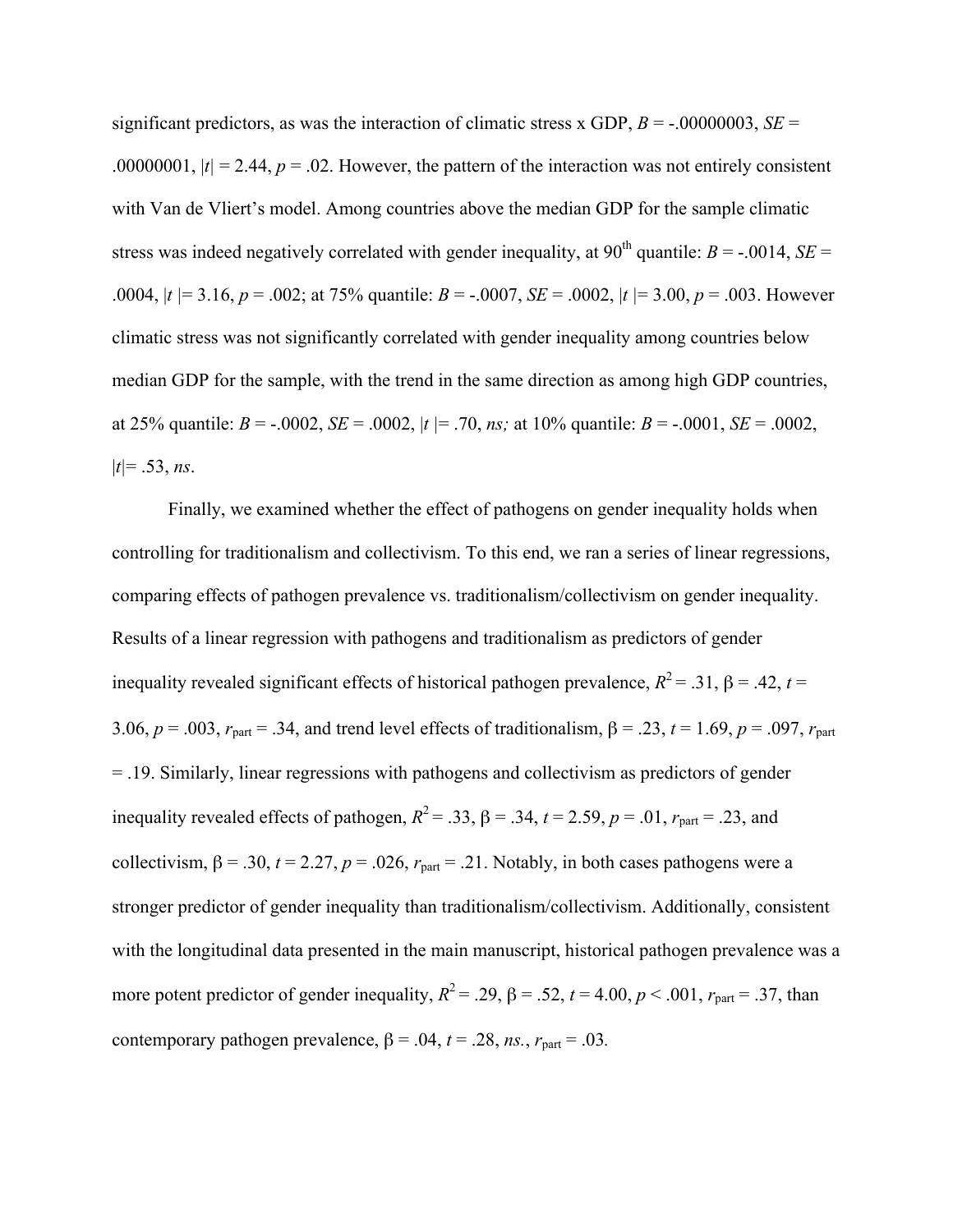significant predictors, as was the interaction of climatic stress x GDP, $B = -.00000003$, $SE = .00000001$, $|t| = 2.44$, $p = .02$. However, the pattern of the interaction was not entirely consistent with Van de Vliert's model. Among countries above the median GDP for the sample climatic stress was indeed negatively correlated with gender inequality, at 90$^{th}$ quantile: $B = -.0014$, $SE = .0004$, $|t| = 3.16$, $p = .002$; at 75% quantile: $B = -.0007$, $SE = .0002$, $|t| = 3.00$, $p = .003$. However climatic stress was not significantly correlated with gender inequality among countries below median GDP for the sample, with the trend in the same direction as among high GDP countries, at 25% quantile: $B = -.0002$, $SE = .0002$, $|t| = .70$, *ns;* at 10% quantile: $B = -.0001$, $SE = .0002$, $|t| = .53$, *ns*.

Finally, we examined whether the effect of pathogens on gender inequality holds when controlling for traditionalism and collectivism. To this end, we ran a series of linear regressions, comparing effects of pathogen prevalence vs. traditionalism/collectivism on gender inequality. Results of a linear regression with pathogens and traditionalism as predictors of gender inequality revealed significant effects of historical pathogen prevalence, $R^2 = .31$, $\beta = .42$, $t = 3.06$, $p = .003$, $r_{part} = .34$, and trend level effects of traditionalism, $\beta = .23$, $t = 1.69$, $p = .097$, $r_{part} = .19$. Similarly, linear regressions with pathogens and collectivism as predictors of gender inequality revealed effects of pathogen, $R^2 = .33$, $\beta = .34$, $t = 2.59$, $p = .01$, $r_{part} = .23$, and collectivism, $\beta = .30$, $t = 2.27$, $p = .026$, $r_{part} = .21$. Notably, in both cases pathogens were a stronger predictor of gender inequality than traditionalism/collectivism. Additionally, consistent with the longitudinal data presented in the main manuscript, historical pathogen prevalence was a more potent predictor of gender inequality, $R^2 = .29$, $\beta = .52$, $t = 4.00$, $p < .001$, $r_{part} = .37$, than contemporary pathogen prevalence, $\beta = .04$, $t = .28$, *ns.*, $r_{part} = .03$.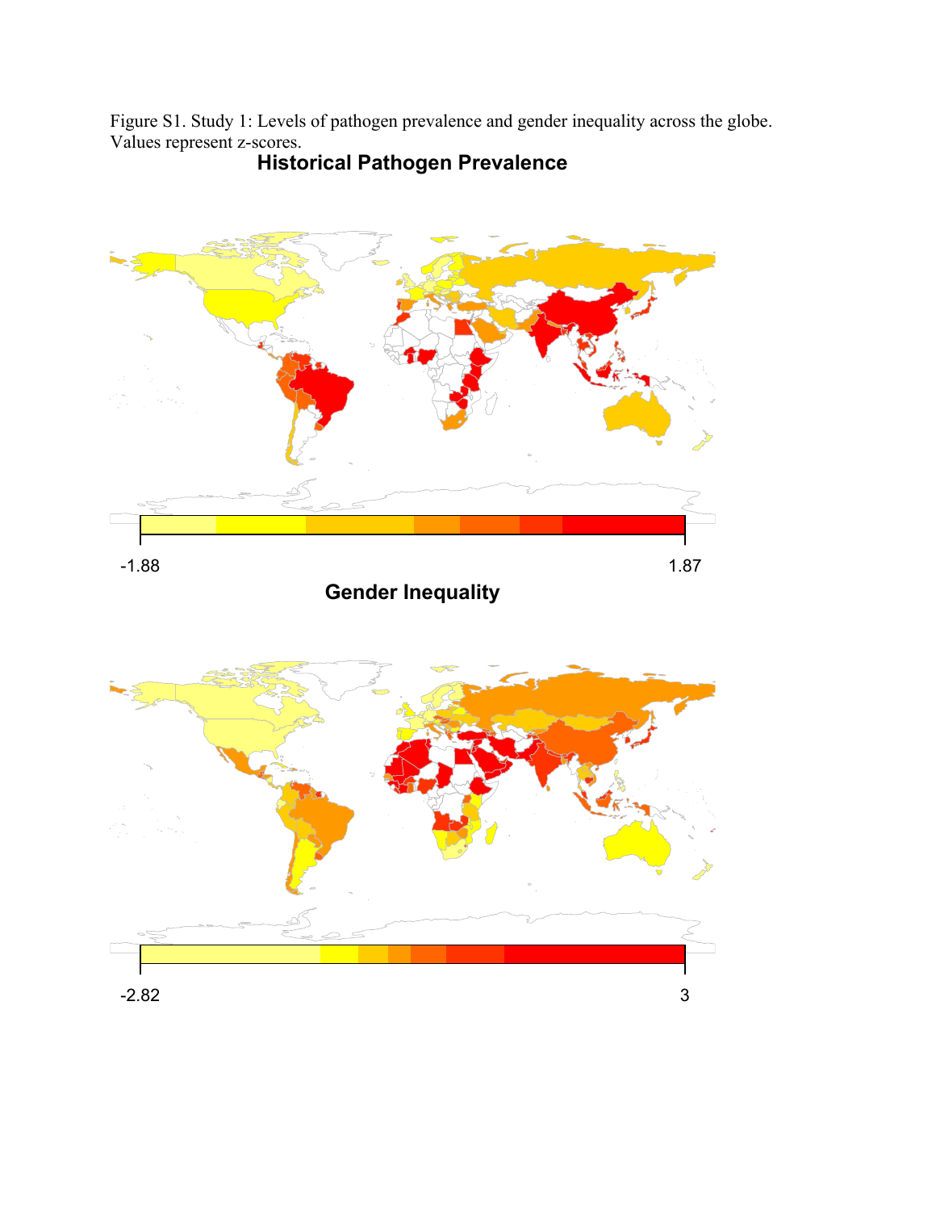Figure S1. Study 1: Levels of pathogen prevalence and gender inequality across the globe. Values represent z-scores.

**Historical Pathogen Prevalence**

-1.88 1.87

**Gender Inequality**

-2.82 3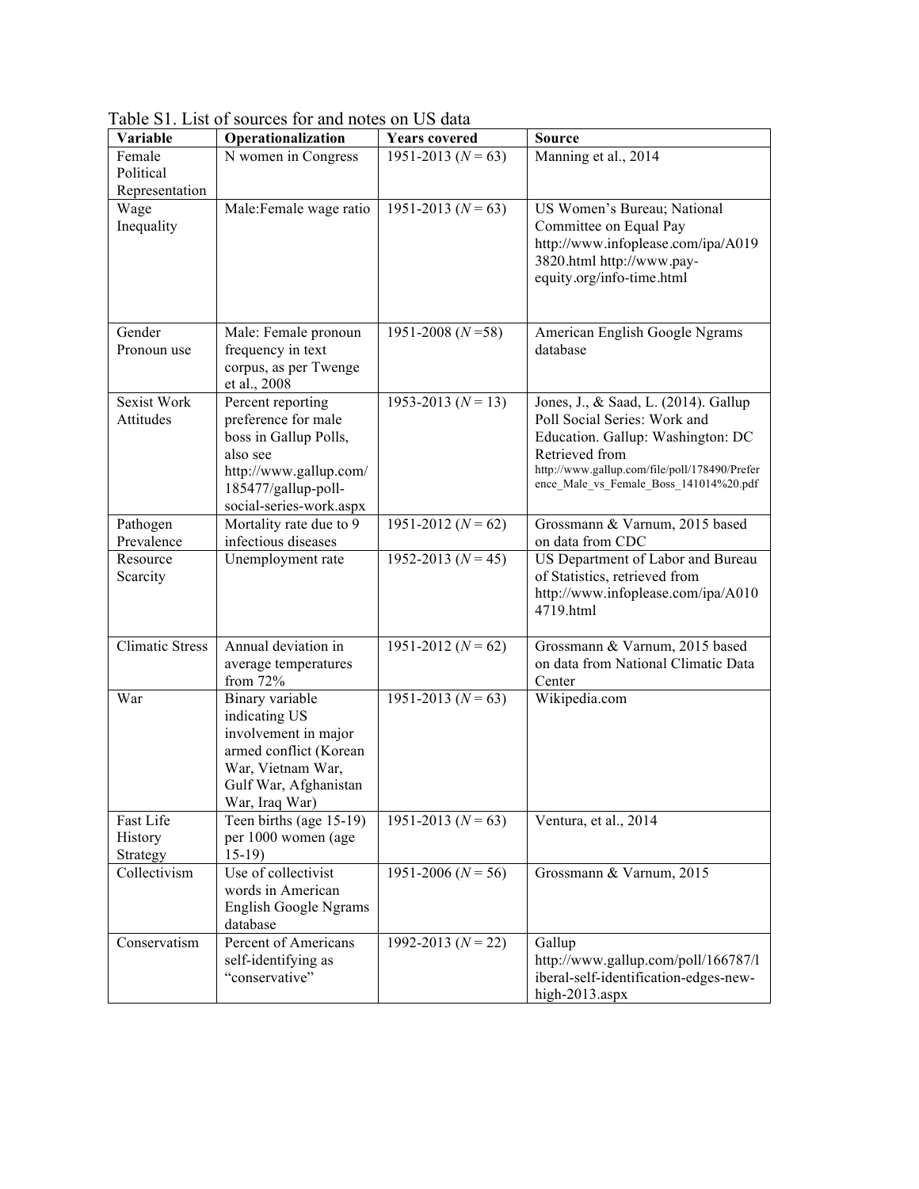Table S1. List of sources for and notes on US data

| Variable | Operationalization | Years covered | Source |
|---|---|---|---|
| Female Political Representation | N women in Congress | 1951-2013 ($N$ = 63) | Manning et al., 2014 |
| Wage Inequality | Male:Female wage ratio | 1951-2013 ($N$ = 63) | US Women's Bureau; National Committee on Equal Pay http://www.infoplease.com/ipa/A0193820.html http://www.pay-equity.org/info-time.html |
| Gender Pronoun use | Male: Female pronoun frequency in text corpus, as per Twenge et al., 2008 | 1951-2008 ($N$ =58) | American English Google Ngrams database |
| Sexist Work Attitudes | Percent reporting preference for male boss in Gallup Polls, also see http://www.gallup.com/185477/gallup-poll-social-series-work.aspx | 1953-2013 ($N$ = 13) | Jones, J., & Saad, L. (2014). Gallup Poll Social Series: Work and Education. Gallup: Washington: DC Retrieved from http://www.gallup.com/file/poll/178490/Preference_Male_vs_Female_Boss_141014%20.pdf |
| Pathogen Prevalence | Mortality rate due to 9 infectious diseases | 1951-2012 ($N$ = 62) | Grossmann & Varnum, 2015 based on data from CDC |
| Resource Scarcity | Unemployment rate | 1952-2013 ($N$ = 45) | US Department of Labor and Bureau of Statistics, retrieved from http://www.infoplease.com/ipa/A0104719.html |
| Climatic Stress | Annual deviation in average temperatures from 72% | 1951-2012 ($N$ = 62) | Grossmann & Varnum, 2015 based on data from National Climatic Data Center |
| War | Binary variable indicating US involvement in major armed conflict (Korean War, Vietnam War, Gulf War, Afghanistan War, Iraq War) | 1951-2013 ($N$ = 63) | Wikipedia.com |
| Fast Life History Strategy | Teen births (age 15-19) per 1000 women (age 15-19) | 1951-2013 ($N$ = 63) | Ventura, et al., 2014 |
| Collectivism | Use of collectivist words in American English Google Ngrams database | 1951-2006 ($N$ = 56) | Grossmann & Varnum, 2015 |
| Conservatism | Percent of Americans self-identifying as "conservative" | 1992-2013 ($N$ = 22) | Gallup http://www.gallup.com/poll/166787/liberal-self-identification-edges-new-high-2013.aspx |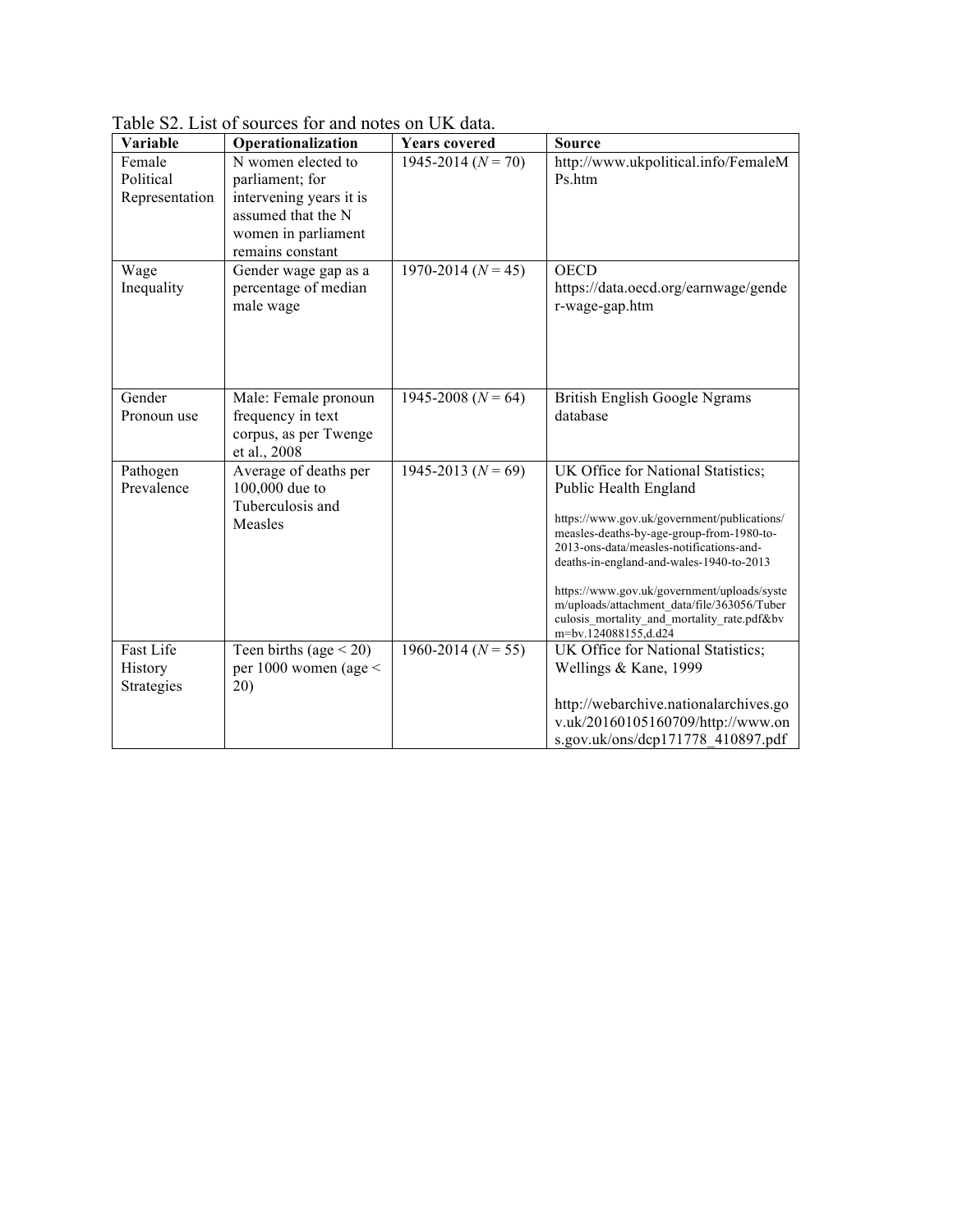Table S2. List of sources for and notes on UK data.

| Variable | Operationalization | Years covered | Source |
|---|---|---|---|
| Female Political Representation | N women elected to parliament; for intervening years it is assumed that the N women in parliament remains constant | 1945-2014 ($N$ = 70) | http://www.ukpolitical.info/FemaleMPs.htm |
| Wage Inequality | Gender wage gap as a percentage of median male wage | 1970-2014 ($N$ = 45) | OECD https://data.oecd.org/earnwage/gender-wage-gap.htm |
| Gender Pronoun use | Male: Female pronoun frequency in text corpus, as per Twenge et al., 2008 | 1945-2008 ($N$ = 64) | British English Google Ngrams database |
| Pathogen Prevalence | Average of deaths per 100,000 due to Tuberculosis and Measles | 1945-2013 ($N$ = 69) | UK Office for National Statistics; Public Health England<br><br>https://www.gov.uk/government/publications/measles-deaths-by-age-group-from-1980-to-2013-ons-data/measles-notifications-and-deaths-in-england-and-wales-1940-to-2013<br><br>https://www.gov.uk/government/uploads/system/uploads/attachment_data/file/363056/Tuberculosis_mortality_and_mortality_rate.pdf&bvm=bv.124088155,d.d24 |
| Fast Life History Strategies | Teen births (age < 20) per 1000 women (age < 20) | 1960-2014 ($N$ = 55) | UK Office for National Statistics; Wellings & Kane, 1999<br><br>http://webarchive.nationalarchives.gov.uk/20160105160709/http://www.ons.gov.uk/ons/dcp171778_410897.pdf |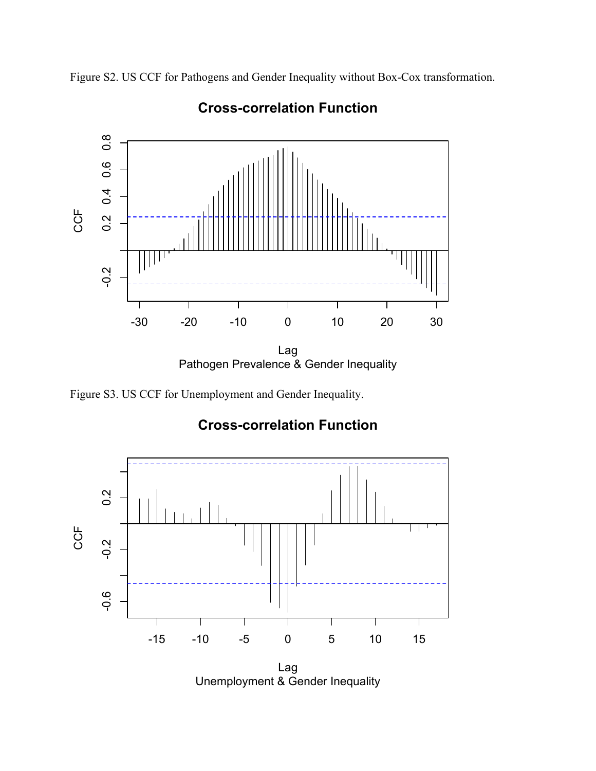Figure S2. US CCF for Pathogens and Gender Inequality without Box-Cox transformation.

Figure S3. US CCF for Unemployment and Gender Inequality.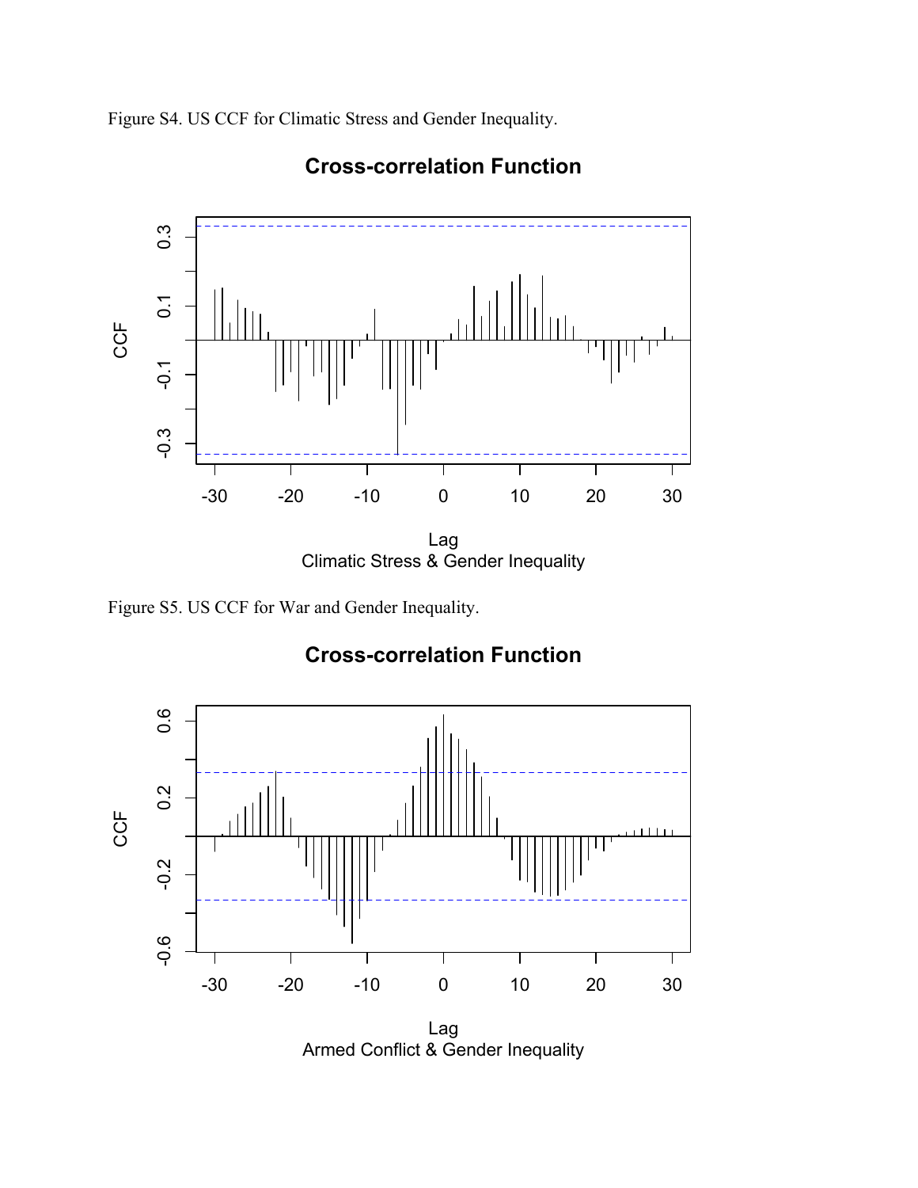Figure S4. US CCF for Climatic Stress and Gender Inequality.

Figure S5. US CCF for War and Gender Inequality.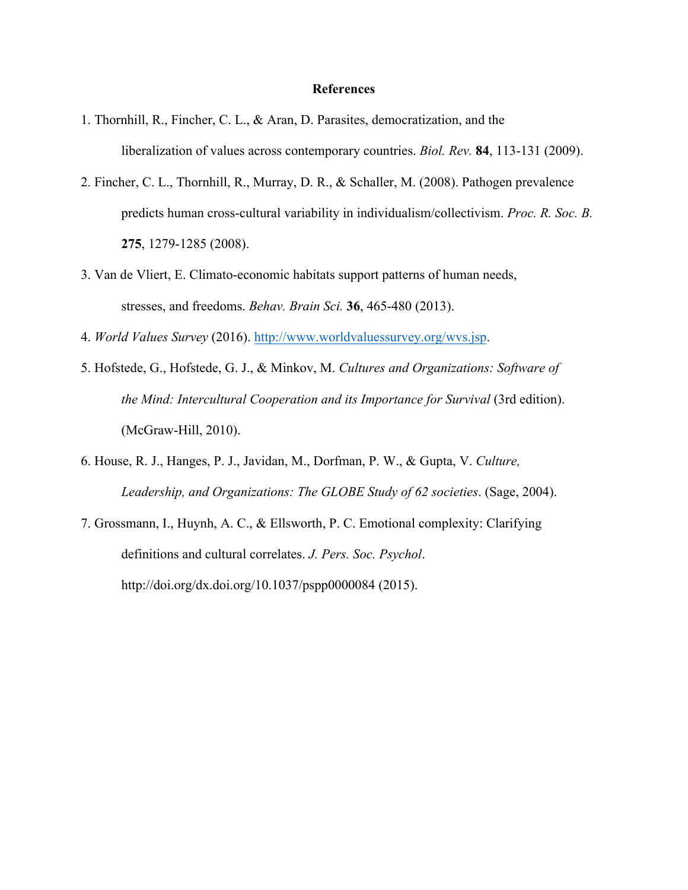# References

1. Thornhill, R., Fincher, C. L., & Aran, D. Parasites, democratization, and the liberalization of values across contemporary countries. *Biol. Rev.* **84**, 113-131 (2009).
2. Fincher, C. L., Thornhill, R., Murray, D. R., & Schaller, M. (2008). Pathogen prevalence predicts human cross-cultural variability in individualism/collectivism. *Proc. R. Soc. B.* **275**, 1279-1285 (2008).
3. Van de Vliert, E. Climato-economic habitats support patterns of human needs, stresses, and freedoms. *Behav. Brain Sci.* **36**, 465-480 (2013).
4. *World Values Survey* (2016). http://www.worldvaluessurvey.org/wvs.jsp.
5. Hofstede, G., Hofstede, G. J., & Minkov, M. *Cultures and Organizations: Software of the Mind: Intercultural Cooperation and its Importance for Survival* (3rd edition). (McGraw-Hill, 2010).
6. House, R. J., Hanges, P. J., Javidan, M., Dorfman, P. W., & Gupta, V. *Culture, Leadership, and Organizations: The GLOBE Study of 62 societies*. (Sage, 2004).
7. Grossmann, I., Huynh, A. C., & Ellsworth, P. C. Emotional complexity: Clarifying definitions and cultural correlates. *J. Pers. Soc. Psychol*. http://doi.org/dx.doi.org/10.1037/pspp0000084 (2015).